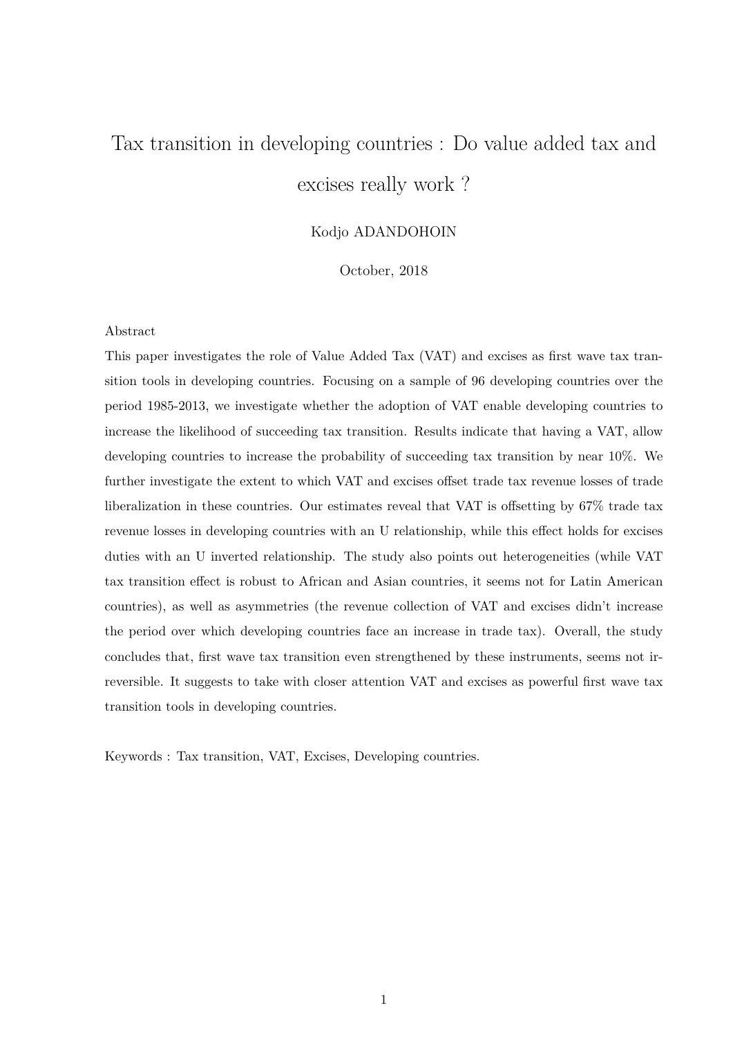# Tax transition in developing countries : Do value added tax and excises really work ?

Kodjo ADANDOHOIN

October, 2018

Abstract

This paper investigates the role of Value Added Tax (VAT) and excises as first wave tax transition tools in developing countries. Focusing on a sample of 96 developing countries over the period 1985-2013, we investigate whether the adoption of VAT enable developing countries to increase the likelihood of succeeding tax transition. Results indicate that having a VAT, allow developing countries to increase the probability of succeeding tax transition by near 10%. We further investigate the extent to which VAT and excises offset trade tax revenue losses of trade liberalization in these countries. Our estimates reveal that VAT is offsetting by 67% trade tax revenue losses in developing countries with an U relationship, while this effect holds for excises duties with an U inverted relationship. The study also points out heterogeneities (while VAT tax transition effect is robust to African and Asian countries, it seems not for Latin American countries), as well as asymmetries (the revenue collection of VAT and excises didn't increase the period over which developing countries face an increase in trade tax). Overall, the study concludes that, first wave tax transition even strengthened by these instruments, seems not irreversible. It suggests to take with closer attention VAT and excises as powerful first wave tax transition tools in developing countries.

Keywords : Tax transition, VAT, Excises, Developing countries.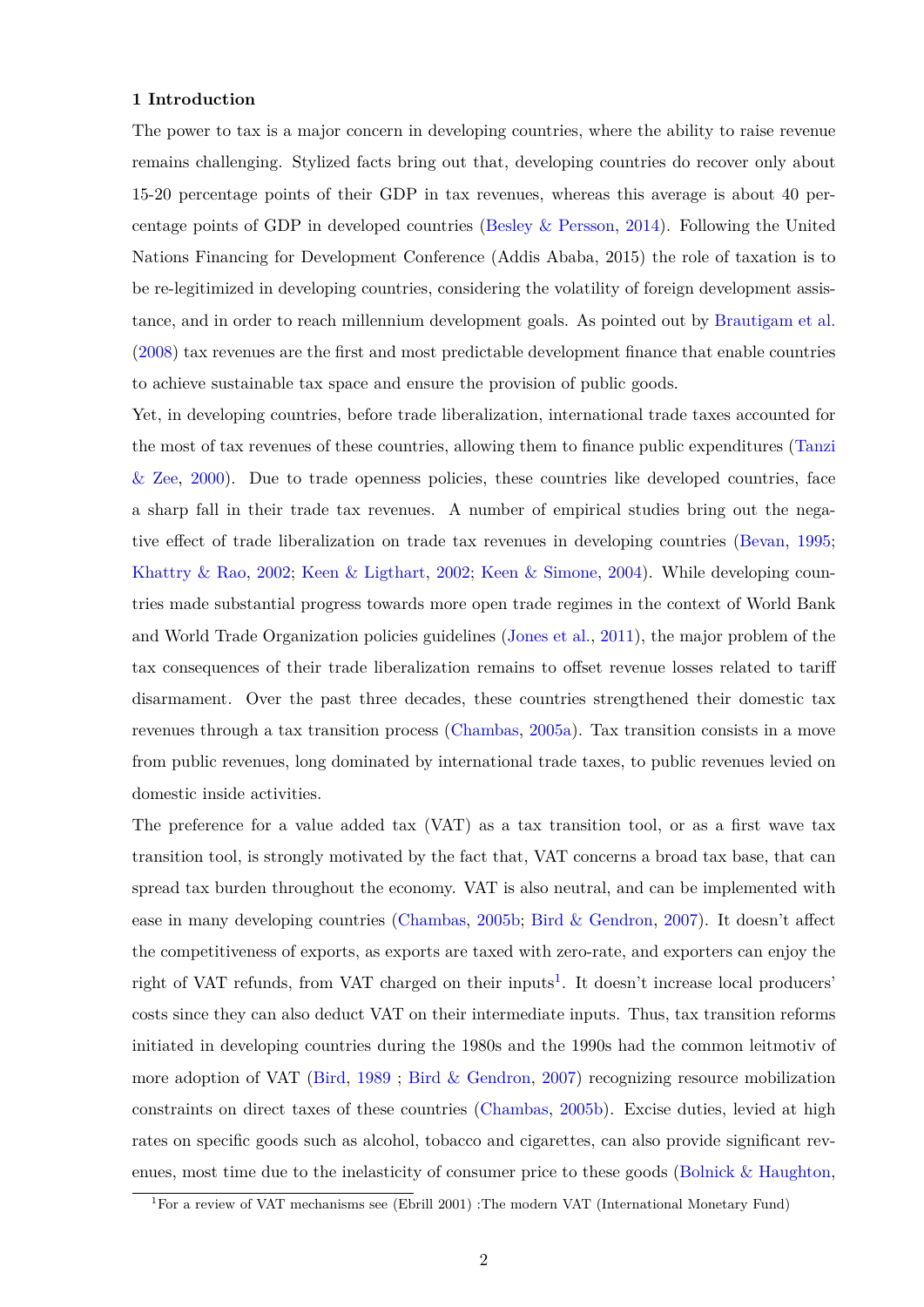## 1 Introduction

The power to tax is a major concern in developing countries, where the ability to raise revenue remains challenging. Stylized facts bring out that, developing countries do recover only about 15-20 percentage points of their GDP in tax revenues, whereas this average is about 40 percentage points of GDP in developed countries (Besley & Persson, 2014). Following the United Nations Financing for Development Conference (Addis Ababa, 2015) the role of taxation is to be re-legitimized in developing countries, considering the volatility of foreign development assistance, and in order to reach millennium development goals. As pointed out by Brautigam et al. (2008) tax revenues are the first and most predictable development finance that enable countries to achieve sustainable tax space and ensure the provision of public goods.

Yet, in developing countries, before trade liberalization, international trade taxes accounted for the most of tax revenues of these countries, allowing them to finance public expenditures (Tanzi & Zee, 2000). Due to trade openness policies, these countries like developed countries, face a sharp fall in their trade tax revenues. A number of empirical studies bring out the negative effect of trade liberalization on trade tax revenues in developing countries (Bevan, 1995; Khattry & Rao, 2002; Keen & Ligthart, 2002; Keen & Simone, 2004). While developing countries made substantial progress towards more open trade regimes in the context of World Bank and World Trade Organization policies guidelines (Jones et al., 2011), the major problem of the tax consequences of their trade liberalization remains to offset revenue losses related to tariff disarmament. Over the past three decades, these countries strengthened their domestic tax revenues through a tax transition process (Chambas, 2005a). Tax transition consists in a move from public revenues, long dominated by international trade taxes, to public revenues levied on domestic inside activities.

The preference for a value added tax (VAT) as a tax transition tool, or as a first wave tax transition tool, is strongly motivated by the fact that, VAT concerns a broad tax base, that can spread tax burden throughout the economy. VAT is also neutral, and can be implemented with ease in many developing countries (Chambas, 2005b; Bird & Gendron, 2007). It doesn't affect the competitiveness of exports, as exports are taxed with zero-rate, and exporters can enjoy the right of VAT refunds, from VAT charged on their inputs[1]. It doesn't increase local producers' costs since they can also deduct VAT on their intermediate inputs. Thus, tax transition reforms initiated in developing countries during the 1980s and the 1990s had the common leitmotiv of more adoption of VAT (Bird, 1989 ; Bird & Gendron, 2007) recognizing resource mobilization constraints on direct taxes of these countries (Chambas, 2005b). Excise duties, levied at high rates on specific goods such as alcohol, tobacco and cigarettes, can also provide significant revenues, most time due to the inelasticity of consumer price to these goods (Bolnick & Haughton,

[1] For a review of VAT mechanisms see (Ebrill 2001) :The modern VAT (International Monetary Fund)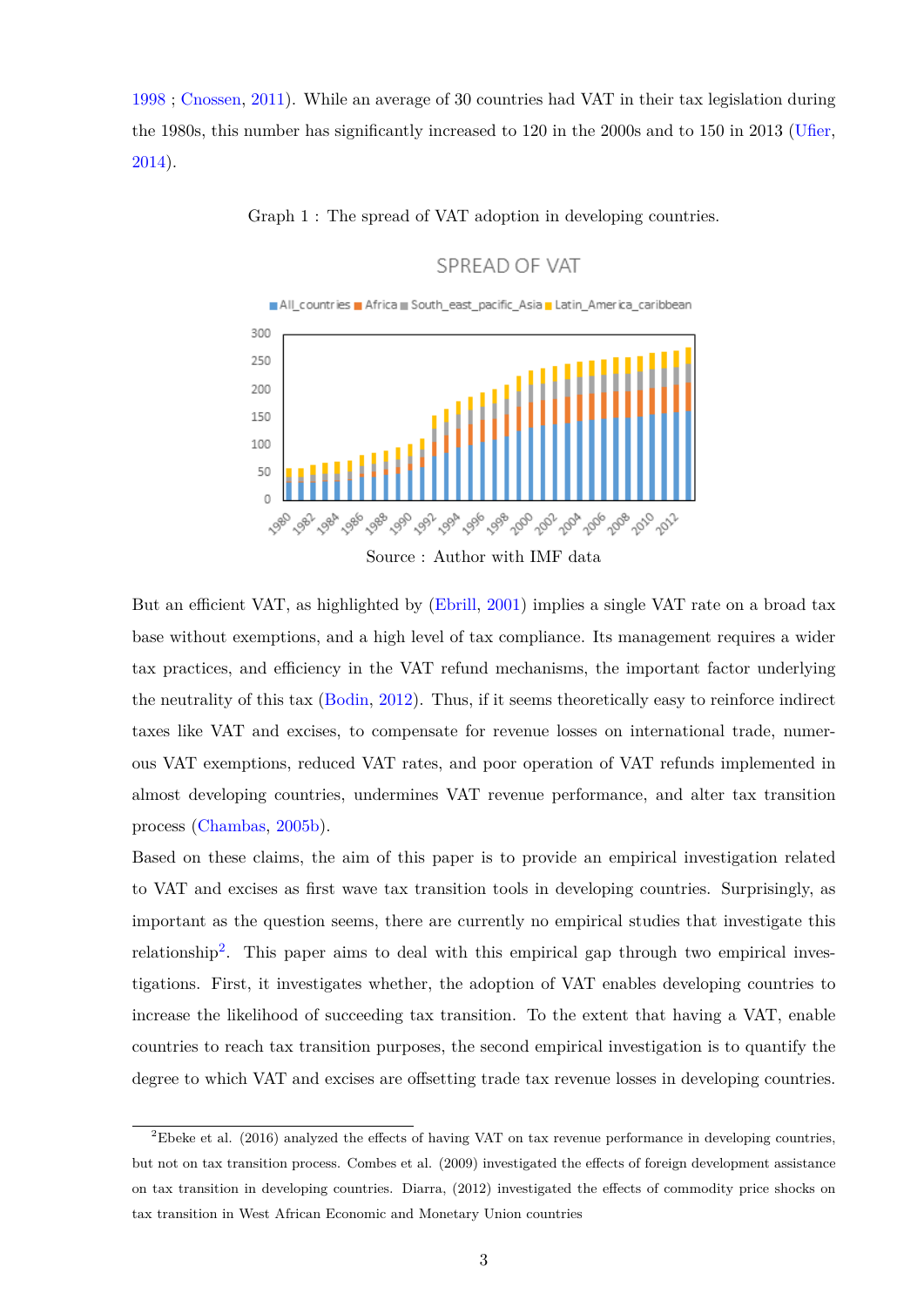1998 ; Cnossen, 2011). While an average of 30 countries had VAT in their tax legislation during the 1980s, this number has significantly increased to 120 in the 2000s and to 150 in 2013 (Ufier, 2014).

Graph 1 : The spread of VAT adoption in developing countries.

Source : Author with IMF data

But an efficient VAT, as highlighted by (Ebrill, 2001) implies a single VAT rate on a broad tax base without exemptions, and a high level of tax compliance. Its management requires a wider tax practices, and efficiency in the VAT refund mechanisms, the important factor underlying the neutrality of this tax (Bodin, 2012). Thus, if it seems theoretically easy to reinforce indirect taxes like VAT and excises, to compensate for revenue losses on international trade, numerous VAT exemptions, reduced VAT rates, and poor operation of VAT refunds implemented in almost developing countries, undermines VAT revenue performance, and alter tax transition process (Chambas, 2005b).

Based on these claims, the aim of this paper is to provide an empirical investigation related to VAT and excises as first wave tax transition tools in developing countries. Surprisingly, as important as the question seems, there are currently no empirical studies that investigate this relationship[2]. This paper aims to deal with this empirical gap through two empirical investigations. First, it investigates whether, the adoption of VAT enables developing countries to increase the likelihood of succeeding tax transition. To the extent that having a VAT, enable countries to reach tax transition purposes, the second empirical investigation is to quantify the degree to which VAT and excises are offsetting trade tax revenue losses in developing countries.

[2] Ebeke et al. (2016) analyzed the effects of having VAT on tax revenue performance in developing countries, but not on tax transition process. Combes et al. (2009) investigated the effects of foreign development assistance on tax transition in developing countries. Diarra, (2012) investigated the effects of commodity price shocks on tax transition in West African Economic and Monetary Union countries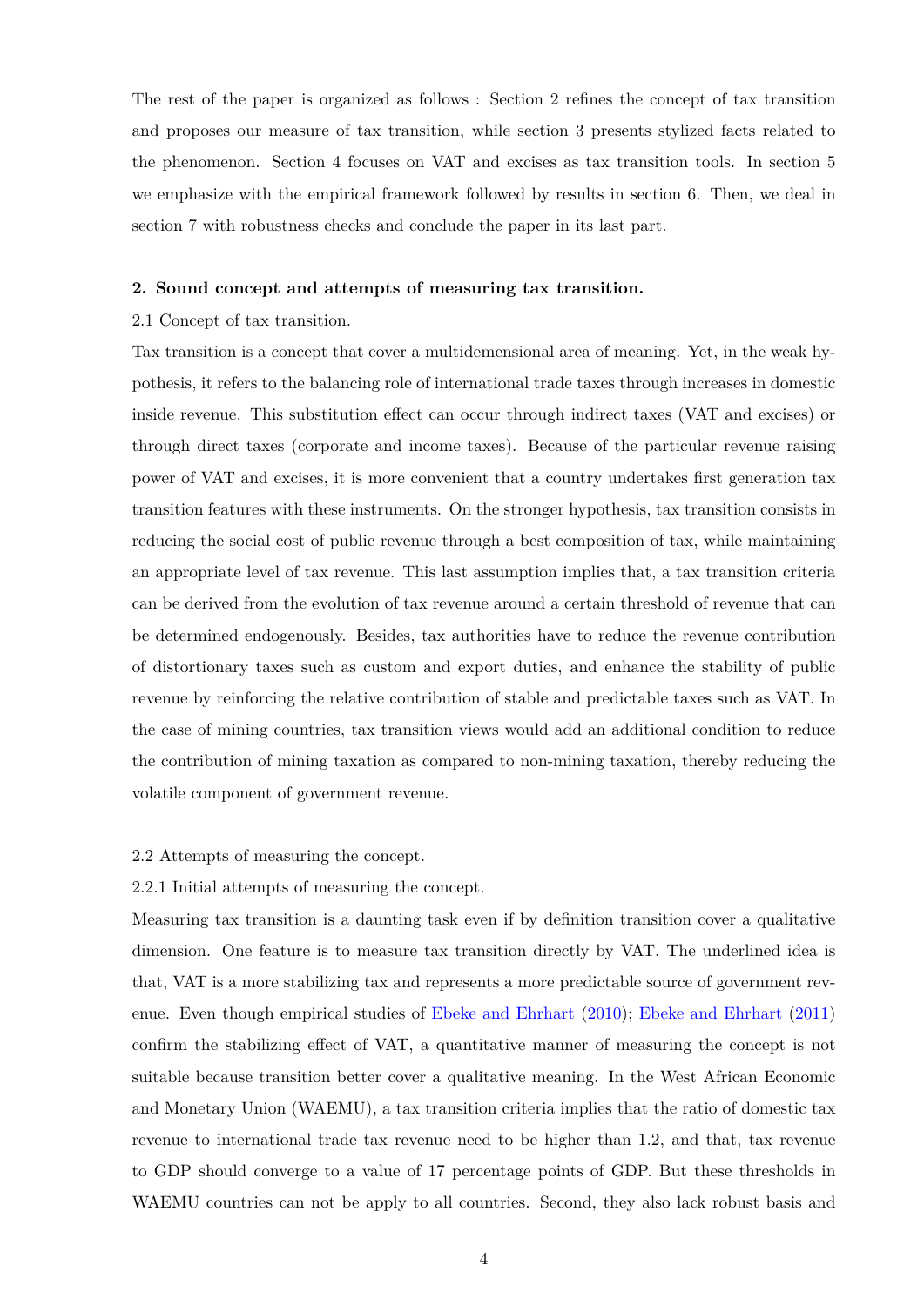The rest of the paper is organized as follows : Section 2 refines the concept of tax transition and proposes our measure of tax transition, while section 3 presents stylized facts related to the phenomenon. Section 4 focuses on VAT and excises as tax transition tools. In section 5 we emphasize with the empirical framework followed by results in section 6. Then, we deal in section 7 with robustness checks and conclude the paper in its last part.

## 2. Sound concept and attempts of measuring tax transition.

### 2.1 Concept of tax transition.

Tax transition is a concept that cover a multidemensional area of meaning. Yet, in the weak hypothesis, it refers to the balancing role of international trade taxes through increases in domestic inside revenue. This substitution effect can occur through indirect taxes (VAT and excises) or through direct taxes (corporate and income taxes). Because of the particular revenue raising power of VAT and excises, it is more convenient that a country undertakes first generation tax transition features with these instruments. On the stronger hypothesis, tax transition consists in reducing the social cost of public revenue through a best composition of tax, while maintaining an appropriate level of tax revenue. This last assumption implies that, a tax transition criteria can be derived from the evolution of tax revenue around a certain threshold of revenue that can be determined endogenously. Besides, tax authorities have to reduce the revenue contribution of distortionary taxes such as custom and export duties, and enhance the stability of public revenue by reinforcing the relative contribution of stable and predictable taxes such as VAT. In the case of mining countries, tax transition views would add an additional condition to reduce the contribution of mining taxation as compared to non-mining taxation, thereby reducing the volatile component of government revenue.

### 2.2 Attempts of measuring the concept.

#### 2.2.1 Initial attempts of measuring the concept.

Measuring tax transition is a daunting task even if by definition transition cover a qualitative dimension. One feature is to measure tax transition directly by VAT. The underlined idea is that, VAT is a more stabilizing tax and represents a more predictable source of government revenue. Even though empirical studies of Ebeke and Ehrhart (2010); Ebeke and Ehrhart (2011) confirm the stabilizing effect of VAT, a quantitative manner of measuring the concept is not suitable because transition better cover a qualitative meaning. In the West African Economic and Monetary Union (WAEMU), a tax transition criteria implies that the ratio of domestic tax revenue to international trade tax revenue need to be higher than 1.2, and that, tax revenue to GDP should converge to a value of 17 percentage points of GDP. But these thresholds in WAEMU countries can not be apply to all countries. Second, they also lack robust basis and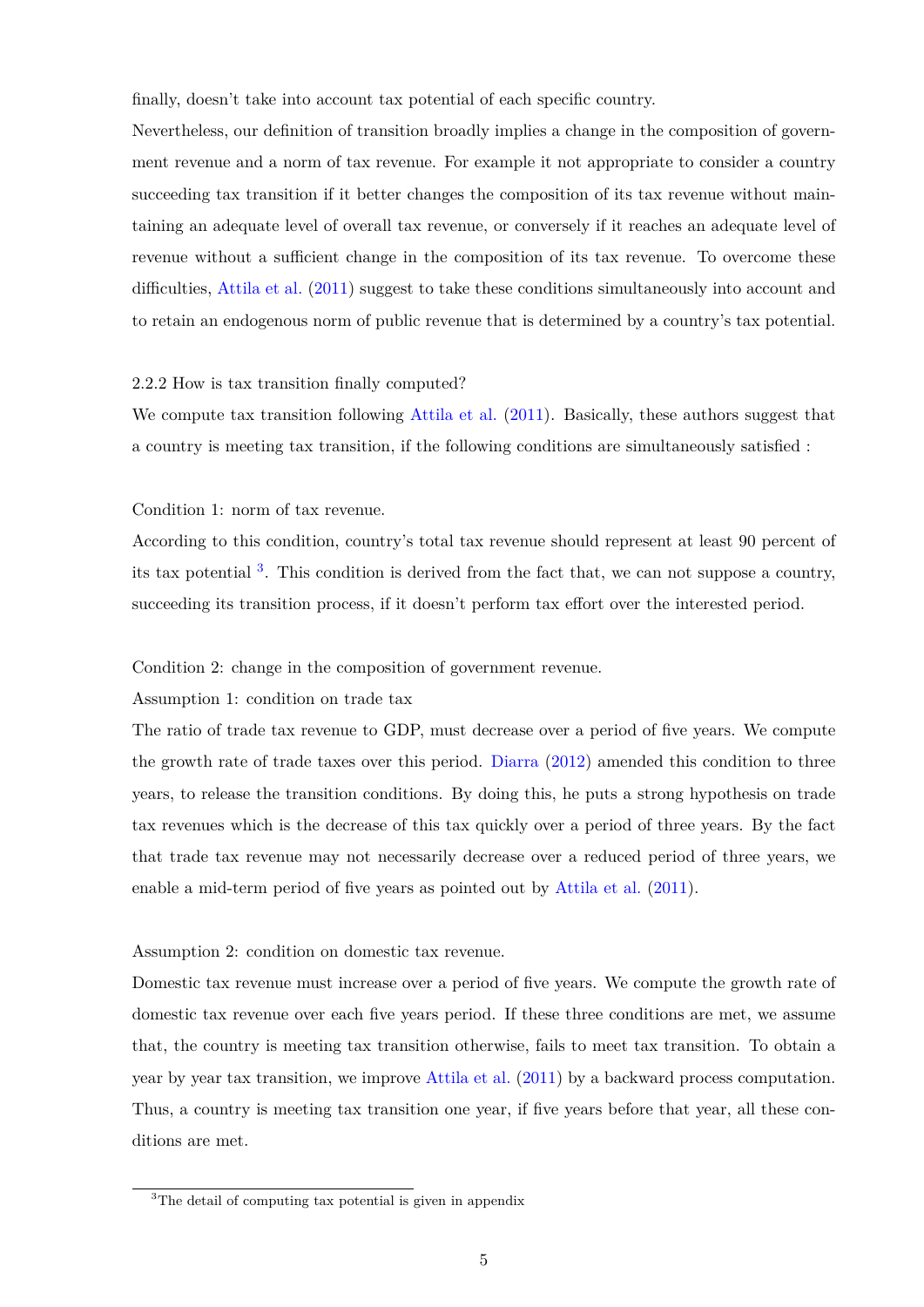finally, doesn't take into account tax potential of each specific country.

Nevertheless, our definition of transition broadly implies a change in the composition of government revenue and a norm of tax revenue. For example it not appropriate to consider a country succeeding tax transition if it better changes the composition of its tax revenue without maintaining an adequate level of overall tax revenue, or conversely if it reaches an adequate level of revenue without a sufficient change in the composition of its tax revenue. To overcome these difficulties, Attila et al. (2011) suggest to take these conditions simultaneously into account and to retain an endogenous norm of public revenue that is determined by a country's tax potential.

### 2.2.2 How is tax transition finally computed?

We compute tax transition following Attila et al. (2011). Basically, these authors suggest that a country is meeting tax transition, if the following conditions are simultaneously satisfied :

Condition 1: norm of tax revenue.

According to this condition, country's total tax revenue should represent at least 90 percent of its tax potential [3]. This condition is derived from the fact that, we can not suppose a country, succeeding its transition process, if it doesn't perform tax effort over the interested period.

Condition 2: change in the composition of government revenue.

Assumption 1: condition on trade tax

The ratio of trade tax revenue to GDP, must decrease over a period of five years. We compute the growth rate of trade taxes over this period. Diarra (2012) amended this condition to three years, to release the transition conditions. By doing this, he puts a strong hypothesis on trade tax revenues which is the decrease of this tax quickly over a period of three years. By the fact that trade tax revenue may not necessarily decrease over a reduced period of three years, we enable a mid-term period of five years as pointed out by Attila et al. (2011).

Assumption 2: condition on domestic tax revenue.

Domestic tax revenue must increase over a period of five years. We compute the growth rate of domestic tax revenue over each five years period. If these three conditions are met, we assume that, the country is meeting tax transition otherwise, fails to meet tax transition. To obtain a year by year tax transition, we improve Attila et al. (2011) by a backward process computation. Thus, a country is meeting tax transition one year, if five years before that year, all these conditions are met.

[3] The detail of computing tax potential is given in appendix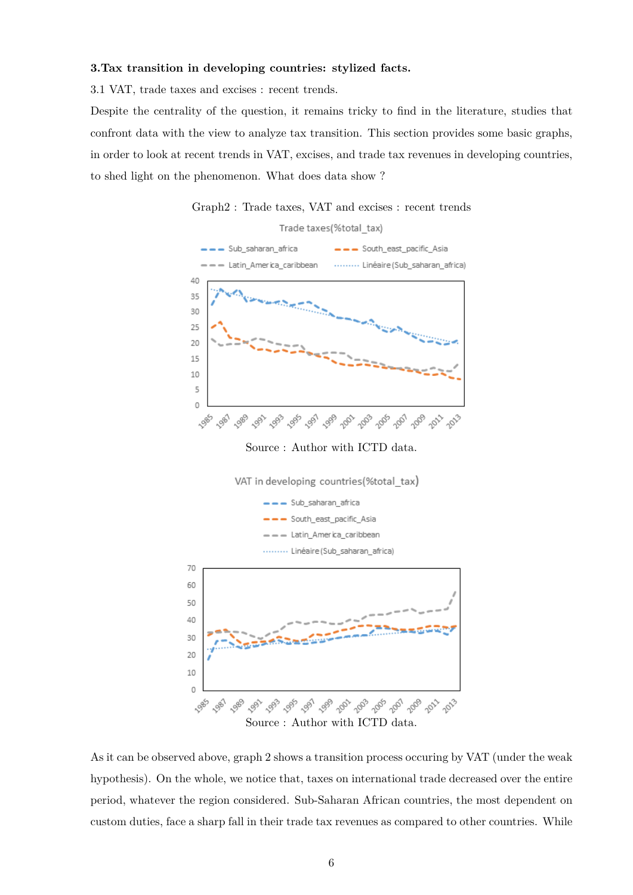### 3.Tax transition in developing countries: stylized facts.

3.1 VAT, trade taxes and excises : recent trends.

Despite the centrality of the question, it remains tricky to find in the literature, studies that confront data with the view to analyze tax transition. This section provides some basic graphs, in order to look at recent trends in VAT, excises, and trade tax revenues in developing countries, to shed light on the phenomenon. What does data show ?

Graph2 : Trade taxes, VAT and excises : recent trends

Source : Author with ICTD data.

Source : Author with ICTD data.

As it can be observed above, graph 2 shows a transition process occuring by VAT (under the weak hypothesis). On the whole, we notice that, taxes on international trade decreased over the entire period, whatever the region considered. Sub-Saharan African countries, the most dependent on custom duties, face a sharp fall in their trade tax revenues as compared to other countries. While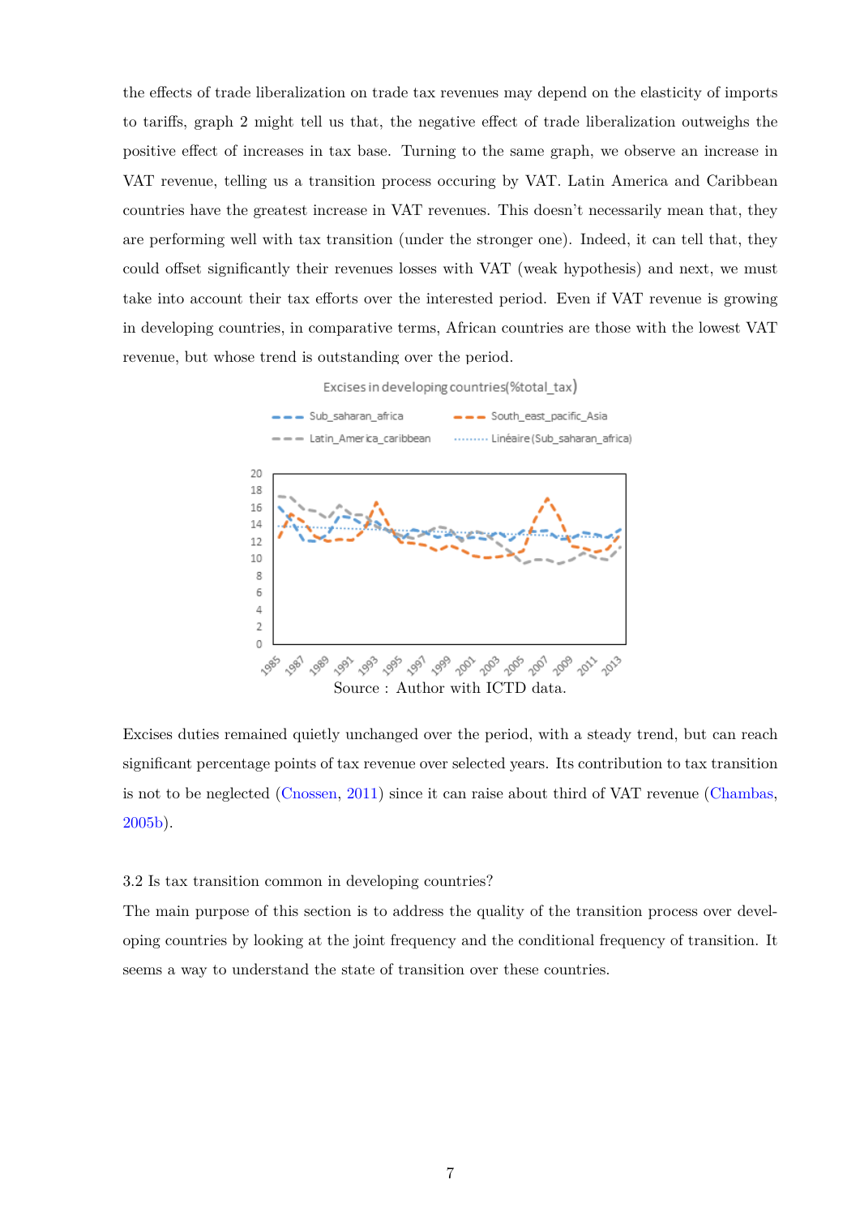the effects of trade liberalization on trade tax revenues may depend on the elasticity of imports to tariffs, graph 2 might tell us that, the negative effect of trade liberalization outweighs the positive effect of increases in tax base. Turning to the same graph, we observe an increase in VAT revenue, telling us a transition process occuring by VAT. Latin America and Caribbean countries have the greatest increase in VAT revenues. This doesn't necessarily mean that, they are performing well with tax transition (under the stronger one). Indeed, it can tell that, they could offset significantly their revenues losses with VAT (weak hypothesis) and next, we must take into account their tax efforts over the interested period. Even if VAT revenue is growing in developing countries, in comparative terms, African countries are those with the lowest VAT revenue, but whose trend is outstanding over the period.

Excises in developing countries(%total_tax)

Source : Author with ICTD data.

Excises duties remained quietly unchanged over the period, with a steady trend, but can reach significant percentage points of tax revenue over selected years. Its contribution to tax transition is not to be neglected (Cnossen, 2011) since it can raise about third of VAT revenue (Chambas, 2005b).

### 3.2 Is tax transition common in developing countries?

The main purpose of this section is to address the quality of the transition process over developing countries by looking at the joint frequency and the conditional frequency of transition. It seems a way to understand the state of transition over these countries.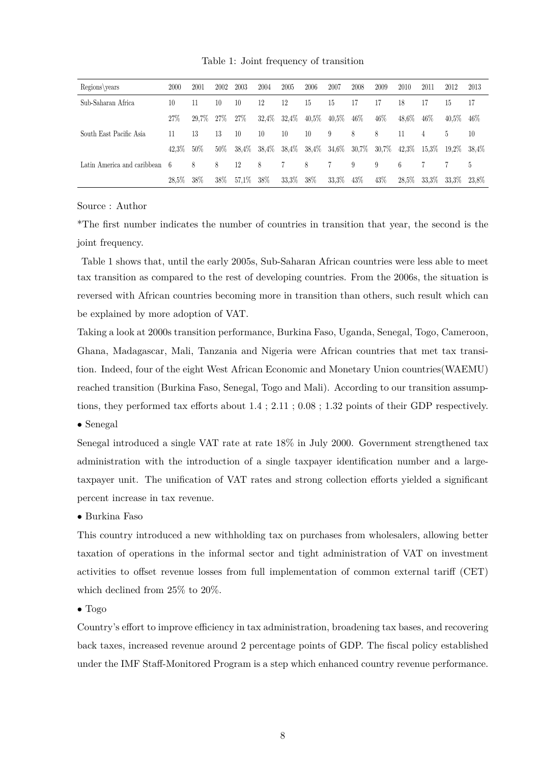Table 1: Joint frequency of transition

| Regions\years | 2000 | 2001 | 2002 | 2003 | 2004 | 2005 | 2006 | 2007 | 2008 | 2009 | 2010 | 2011 | 2012 | 2013 |
|---|---|---|---|---|---|---|---|---|---|---|---|---|---|---|
| Sub-Saharan Africa | 10 | 11 | 10 | 10 | 12 | 12 | 15 | 15 | 17 | 17 | 18 | 17 | 15 | 17 |
| | 27% | 29,7% | 27% | 27% | 32,4% | 32,4% | 40,5% | 40,5% | 46% | 46% | 48,6% | 46% | 40,5% | 46% |
| South East Pacific Asia | 11 | 13 | 13 | 10 | 10 | 10 | 10 | 9 | 8 | 8 | 11 | 4 | 5 | 10 |
| | 42,3% | 50% | 50% | 38,4% | 38,4% | 38,4% | 38,4% | 34,6% | 30,7% | 30,7% | 42,3% | 15,3% | 19,2% | 38,4% |
| Latin America and caribbean | 6 | 8 | 8 | 12 | 8 | 7 | 8 | 7 | 9 | 9 | 6 | 7 | 7 | 5 |
| | 28,5% | 38% | 38% | 57,1% | 38% | 33,3% | 38% | 33,3% | 43% | 43% | 28,5% | 33,3% | 33,3% | 23,8% |

Source : Author

*The first number indicates the number of countries in transition that year, the second is the joint frequency.

Table 1 shows that, until the early 2005s, Sub-Saharan African countries were less able to meet tax transition as compared to the rest of developing countries. From the 2006s, the situation is reversed with African countries becoming more in transition than others, such result which can be explained by more adoption of VAT.

Taking a look at 2000s transition performance, Burkina Faso, Uganda, Senegal, Togo, Cameroon, Ghana, Madagascar, Mali, Tanzania and Nigeria were African countries that met tax transition. Indeed, four of the eight West African Economic and Monetary Union countries(WAEMU) reached transition (Burkina Faso, Senegal, Togo and Mali). According to our transition assumptions, they performed tax efforts about 1.4 ; 2.11 ; 0.08 ; 1.32 points of their GDP respectively.

- Senegal

Senegal introduced a single VAT rate at rate 18% in July 2000. Government strengthened tax administration with the introduction of a single taxpayer identification number and a large-taxpayer unit. The unification of VAT rates and strong collection efforts yielded a significant percent increase in tax revenue.

- Burkina Faso

This country introduced a new withholding tax on purchases from wholesalers, allowing better taxation of operations in the informal sector and tight administration of VAT on investment activities to offset revenue losses from full implementation of common external tariff (CET) which declined from 25% to 20%.

- Togo

Country's effort to improve efficiency in tax administration, broadening tax bases, and recovering back taxes, increased revenue around 2 percentage points of GDP. The fiscal policy established under the IMF Staff-Monitored Program is a step which enhanced country revenue performance.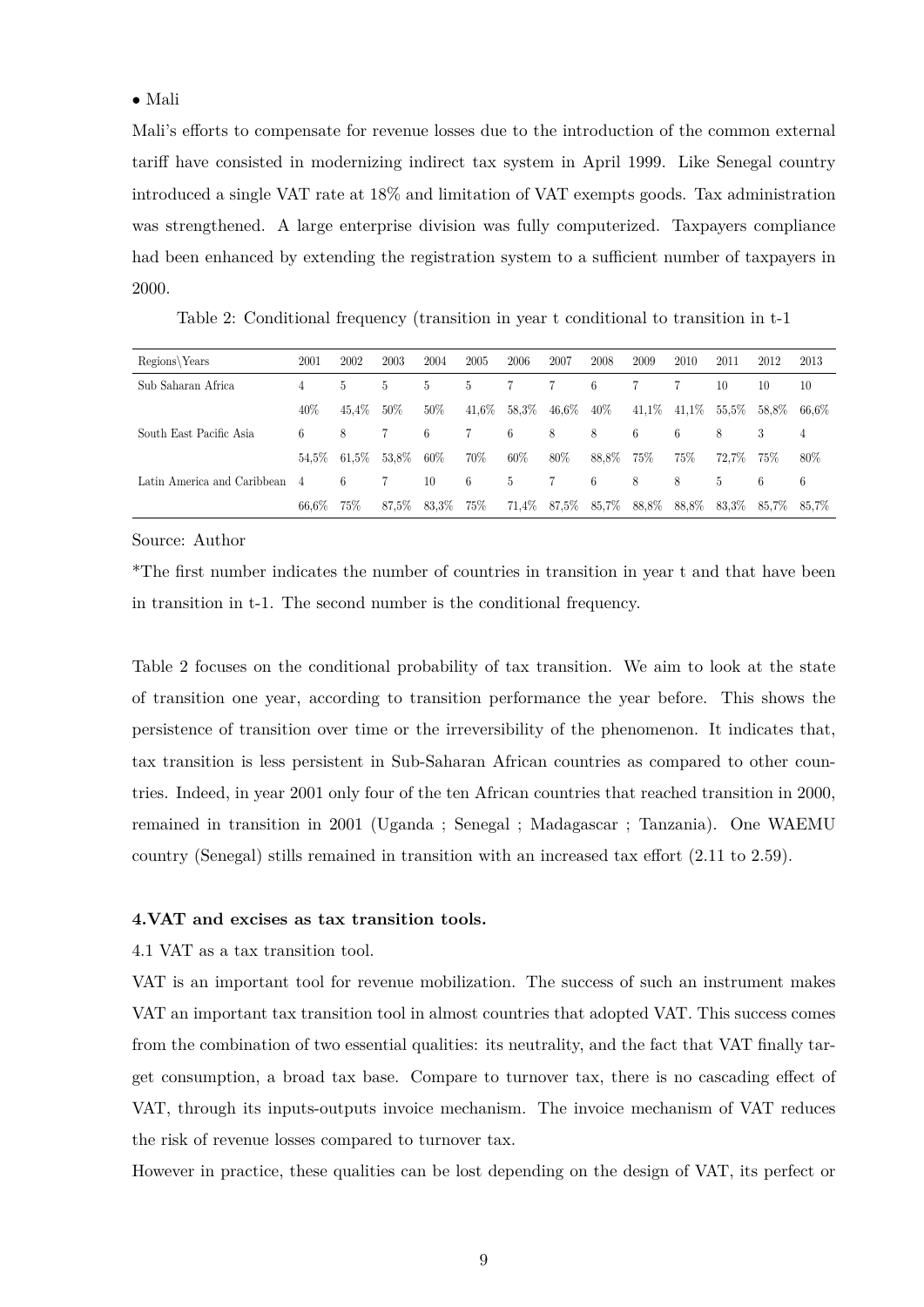• Mali

Mali's efforts to compensate for revenue losses due to the introduction of the common external tariff have consisted in modernizing indirect tax system in April 1999. Like Senegal country introduced a single VAT rate at 18% and limitation of VAT exempts goods. Tax administration was strengthened. A large enterprise division was fully computerized. Taxpayers compliance had been enhanced by extending the registration system to a sufficient number of taxpayers in 2000.

Table 2: Conditional frequency (transition in year t conditional to transition in t-1

| Regions\Years | 2001 | 2002 | 2003 | 2004 | 2005 | 2006 | 2007 | 2008 | 2009 | 2010 | 2011 | 2012 | 2013 |
|---|---|---|---|---|---|---|---|---|---|---|---|---|---|
| Sub Saharan Africa | 4 | 5 | 5 | 5 | 5 | 7 | 7 | 6 | 7 | 7 | 10 | 10 | 10 |
| | 40% | 45,4% | 50% | 50% | 41,6% | 58,3% | 46,6% | 40% | 41,1% | 41,1% | 55,5% | 58,8% | 66,6% |
| South East Pacific Asia | 6 | 8 | 7 | 6 | 7 | 6 | 8 | 8 | 6 | 6 | 8 | 3 | 4 |
| | 54,5% | 61,5% | 53,8% | 60% | 70% | 60% | 80% | 88,8% | 75% | 75% | 72,7% | 75% | 80% |
| Latin America and Caribbean | 4 | 6 | 7 | 10 | 6 | 5 | 7 | 6 | 8 | 8 | 5 | 6 | 6 |
| | 66,6% | 75% | 87,5% | 83,3% | 75% | 71,4% | 87,5% | 85,7% | 88,8% | 88,8% | 83,3% | 85,7% | 85,7% |

Source: Author

*The first number indicates the number of countries in transition in year t and that have been in transition in t-1. The second number is the conditional frequency.

Table 2 focuses on the conditional probability of tax transition. We aim to look at the state of transition one year, according to transition performance the year before. This shows the persistence of transition over time or the irreversibility of the phenomenon. It indicates that, tax transition is less persistent in Sub-Saharan African countries as compared to other countries. Indeed, in year 2001 only four of the ten African countries that reached transition in 2000, remained in transition in 2001 (Uganda ; Senegal ; Madagascar ; Tanzania). One WAEMU country (Senegal) stills remained in transition with an increased tax effort (2.11 to 2.59).

**4.VAT and excises as tax transition tools.**

4.1 VAT as a tax transition tool.

VAT is an important tool for revenue mobilization. The success of such an instrument makes VAT an important tax transition tool in almost countries that adopted VAT. This success comes from the combination of two essential qualities: its neutrality, and the fact that VAT finally target consumption, a broad tax base. Compare to turnover tax, there is no cascading effect of VAT, through its inputs-outputs invoice mechanism. The invoice mechanism of VAT reduces the risk of revenue losses compared to turnover tax.

However in practice, these qualities can be lost depending on the design of VAT, its perfect or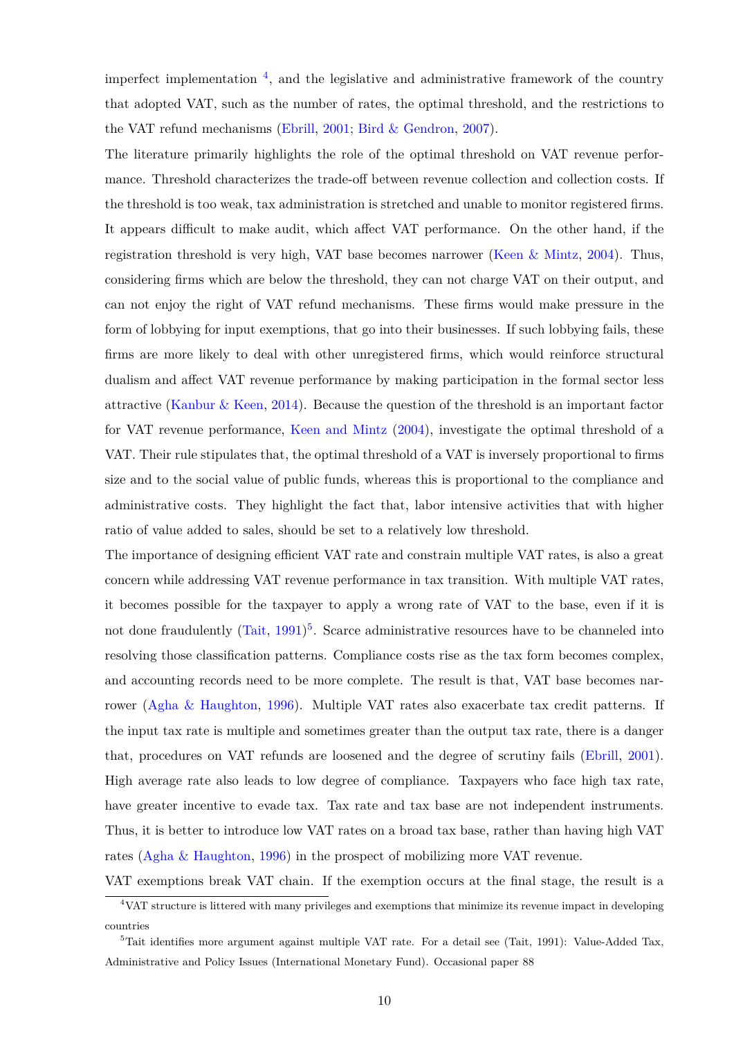imperfect implementation [4], and the legislative and administrative framework of the country that adopted VAT, such as the number of rates, the optimal threshold, and the restrictions to the VAT refund mechanisms (Ebrill, 2001; Bird & Gendron, 2007).

The literature primarily highlights the role of the optimal threshold on VAT revenue performance. Threshold characterizes the trade-off between revenue collection and collection costs. If the threshold is too weak, tax administration is stretched and unable to monitor registered firms. It appears difficult to make audit, which affect VAT performance. On the other hand, if the registration threshold is very high, VAT base becomes narrower (Keen & Mintz, 2004). Thus, considering firms which are below the threshold, they can not charge VAT on their output, and can not enjoy the right of VAT refund mechanisms. These firms would make pressure in the form of lobbying for input exemptions, that go into their businesses. If such lobbying fails, these firms are more likely to deal with other unregistered firms, which would reinforce structural dualism and affect VAT revenue performance by making participation in the formal sector less attractive (Kanbur & Keen, 2014). Because the question of the threshold is an important factor for VAT revenue performance, Keen and Mintz (2004), investigate the optimal threshold of a VAT. Their rule stipulates that, the optimal threshold of a VAT is inversely proportional to firms size and to the social value of public funds, whereas this is proportional to the compliance and administrative costs. They highlight the fact that, labor intensive activities that with higher ratio of value added to sales, should be set to a relatively low threshold.

The importance of designing efficient VAT rate and constrain multiple VAT rates, is also a great concern while addressing VAT revenue performance in tax transition. With multiple VAT rates, it becomes possible for the taxpayer to apply a wrong rate of VAT to the base, even if it is not done fraudulently (Tait, 1991)[5]. Scarce administrative resources have to be channeled into resolving those classification patterns. Compliance costs rise as the tax form becomes complex, and accounting records need to be more complete. The result is that, VAT base becomes narrower (Agha & Haughton, 1996). Multiple VAT rates also exacerbate tax credit patterns. If the input tax rate is multiple and sometimes greater than the output tax rate, there is a danger that, procedures on VAT refunds are loosened and the degree of scrutiny fails (Ebrill, 2001). High average rate also leads to low degree of compliance. Taxpayers who face high tax rate, have greater incentive to evade tax. Tax rate and tax base are not independent instruments. Thus, it is better to introduce low VAT rates on a broad tax base, rather than having high VAT rates (Agha & Haughton, 1996) in the prospect of mobilizing more VAT revenue.

VAT exemptions break VAT chain. If the exemption occurs at the final stage, the result is a

[4] VAT structure is littered with many privileges and exemptions that minimize its revenue impact in developing countries

[5] Tait identifies more argument against multiple VAT rate. For a detail see (Tait, 1991): Value-Added Tax, Administrative and Policy Issues (International Monetary Fund). Occasional paper 88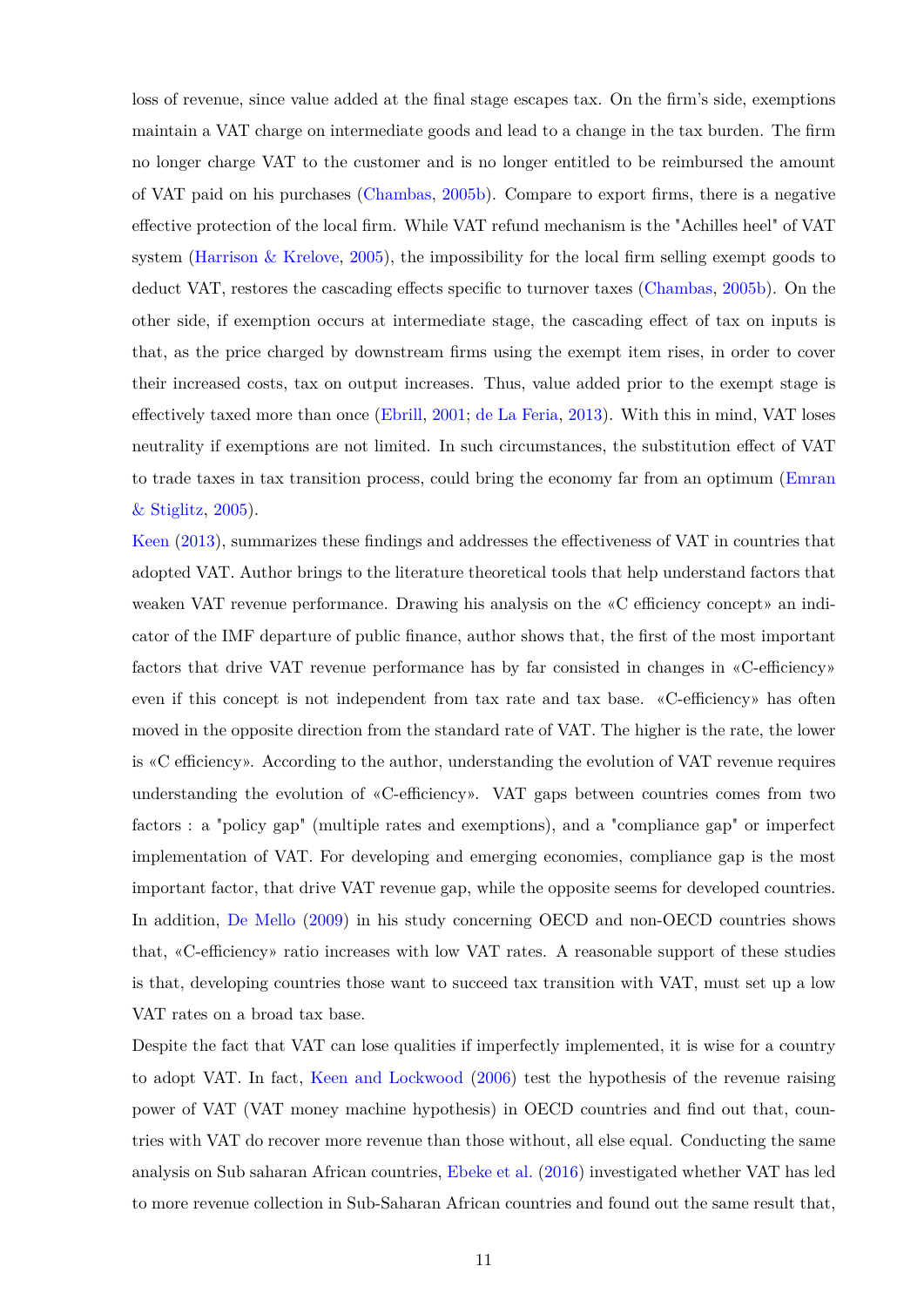loss of revenue, since value added at the final stage escapes tax. On the firm's side, exemptions maintain a VAT charge on intermediate goods and lead to a change in the tax burden. The firm no longer charge VAT to the customer and is no longer entitled to be reimbursed the amount of VAT paid on his purchases (Chambas, 2005b). Compare to export firms, there is a negative effective protection of the local firm. While VAT refund mechanism is the "Achilles heel" of VAT system (Harrison & Krelove, 2005), the impossibility for the local firm selling exempt goods to deduct VAT, restores the cascading effects specific to turnover taxes (Chambas, 2005b). On the other side, if exemption occurs at intermediate stage, the cascading effect of tax on inputs is that, as the price charged by downstream firms using the exempt item rises, in order to cover their increased costs, tax on output increases. Thus, value added prior to the exempt stage is effectively taxed more than once (Ebrill, 2001; de La Feria, 2013). With this in mind, VAT loses neutrality if exemptions are not limited. In such circumstances, the substitution effect of VAT to trade taxes in tax transition process, could bring the economy far from an optimum (Emran & Stiglitz, 2005).

Keen (2013), summarizes these findings and addresses the effectiveness of VAT in countries that adopted VAT. Author brings to the literature theoretical tools that help understand factors that weaken VAT revenue performance. Drawing his analysis on the «C efficiency concept» an indicator of the IMF departure of public finance, author shows that, the first of the most important factors that drive VAT revenue performance has by far consisted in changes in «C-efficiency» even if this concept is not independent from tax rate and tax base. «C-efficiency» has often moved in the opposite direction from the standard rate of VAT. The higher is the rate, the lower is «C efficiency». According to the author, understanding the evolution of VAT revenue requires understanding the evolution of «C-efficiency». VAT gaps between countries comes from two factors : a "policy gap" (multiple rates and exemptions), and a "compliance gap" or imperfect implementation of VAT. For developing and emerging economies, compliance gap is the most important factor, that drive VAT revenue gap, while the opposite seems for developed countries. In addition, De Mello (2009) in his study concerning OECD and non-OECD countries shows that, «C-efficiency» ratio increases with low VAT rates. A reasonable support of these studies is that, developing countries those want to succeed tax transition with VAT, must set up a low VAT rates on a broad tax base.

Despite the fact that VAT can lose qualities if imperfectly implemented, it is wise for a country to adopt VAT. In fact, Keen and Lockwood (2006) test the hypothesis of the revenue raising power of VAT (VAT money machine hypothesis) in OECD countries and find out that, countries with VAT do recover more revenue than those without, all else equal. Conducting the same analysis on Sub saharan African countries, Ebeke et al. (2016) investigated whether VAT has led to more revenue collection in Sub-Saharan African countries and found out the same result that,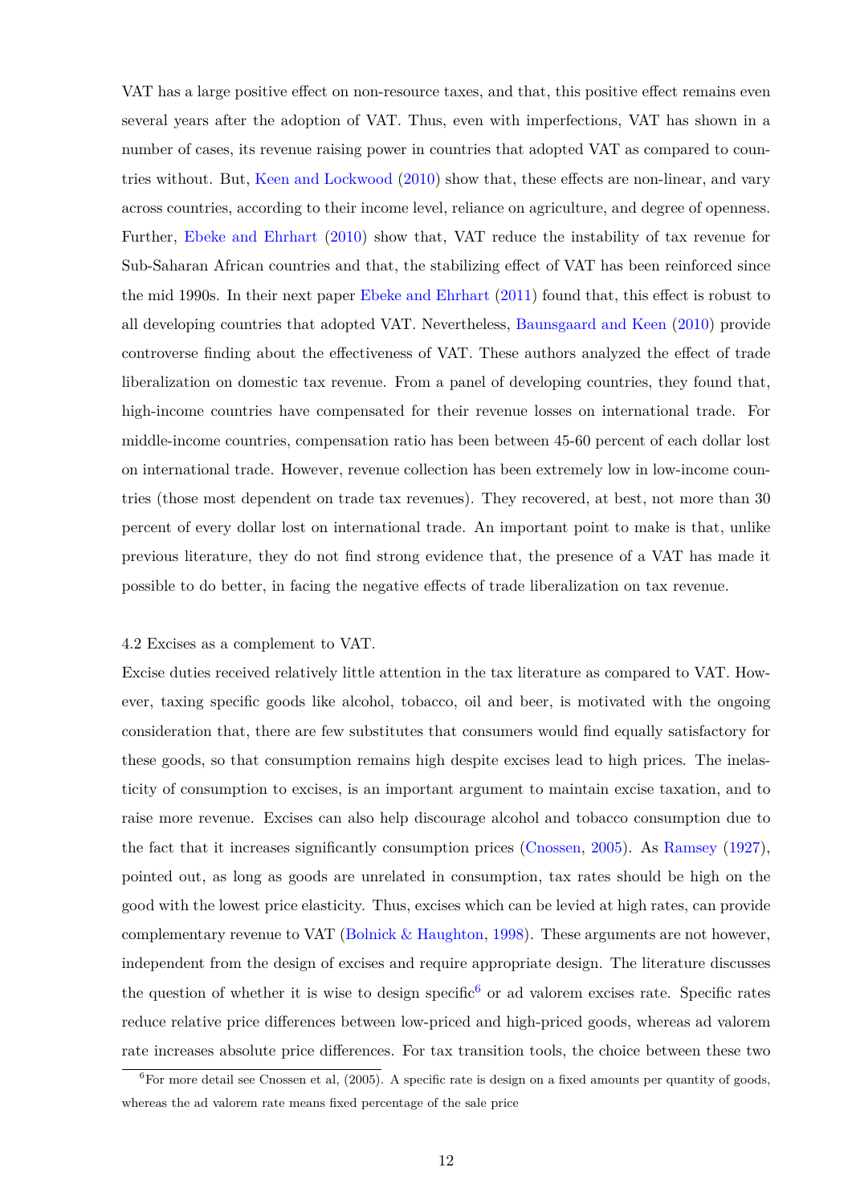VAT has a large positive effect on non-resource taxes, and that, this positive effect remains even several years after the adoption of VAT. Thus, even with imperfections, VAT has shown in a number of cases, its revenue raising power in countries that adopted VAT as compared to countries without. But, Keen and Lockwood (2010) show that, these effects are non-linear, and vary across countries, according to their income level, reliance on agriculture, and degree of openness. Further, Ebeke and Ehrhart (2010) show that, VAT reduce the instability of tax revenue for Sub-Saharan African countries and that, the stabilizing effect of VAT has been reinforced since the mid 1990s. In their next paper Ebeke and Ehrhart (2011) found that, this effect is robust to all developing countries that adopted VAT. Nevertheless, Baunsgaard and Keen (2010) provide controverse finding about the effectiveness of VAT. These authors analyzed the effect of trade liberalization on domestic tax revenue. From a panel of developing countries, they found that, high-income countries have compensated for their revenue losses on international trade. For middle-income countries, compensation ratio has been between 45-60 percent of each dollar lost on international trade. However, revenue collection has been extremely low in low-income countries (those most dependent on trade tax revenues). They recovered, at best, not more than 30 percent of every dollar lost on international trade. An important point to make is that, unlike previous literature, they do not find strong evidence that, the presence of a VAT has made it possible to do better, in facing the negative effects of trade liberalization on tax revenue.

### 4.2 Excises as a complement to VAT.

Excise duties received relatively little attention in the tax literature as compared to VAT. However, taxing specific goods like alcohol, tobacco, oil and beer, is motivated with the ongoing consideration that, there are few substitutes that consumers would find equally satisfactory for these goods, so that consumption remains high despite excises lead to high prices. The inelasticity of consumption to excises, is an important argument to maintain excise taxation, and to raise more revenue. Excises can also help discourage alcohol and tobacco consumption due to the fact that it increases significantly consumption prices (Cnossen, 2005). As Ramsey (1927), pointed out, as long as goods are unrelated in consumption, tax rates should be high on the good with the lowest price elasticity. Thus, excises which can be levied at high rates, can provide complementary revenue to VAT (Bolnick & Haughton, 1998). These arguments are not however, independent from the design of excises and require appropriate design. The literature discusses the question of whether it is wise to design specific[6] or ad valorem excises rate. Specific rates reduce relative price differences between low-priced and high-priced goods, whereas ad valorem rate increases absolute price differences. For tax transition tools, the choice between these two

[6] For more detail see Cnossen et al, (2005). A specific rate is design on a fixed amounts per quantity of goods, whereas the ad valorem rate means fixed percentage of the sale price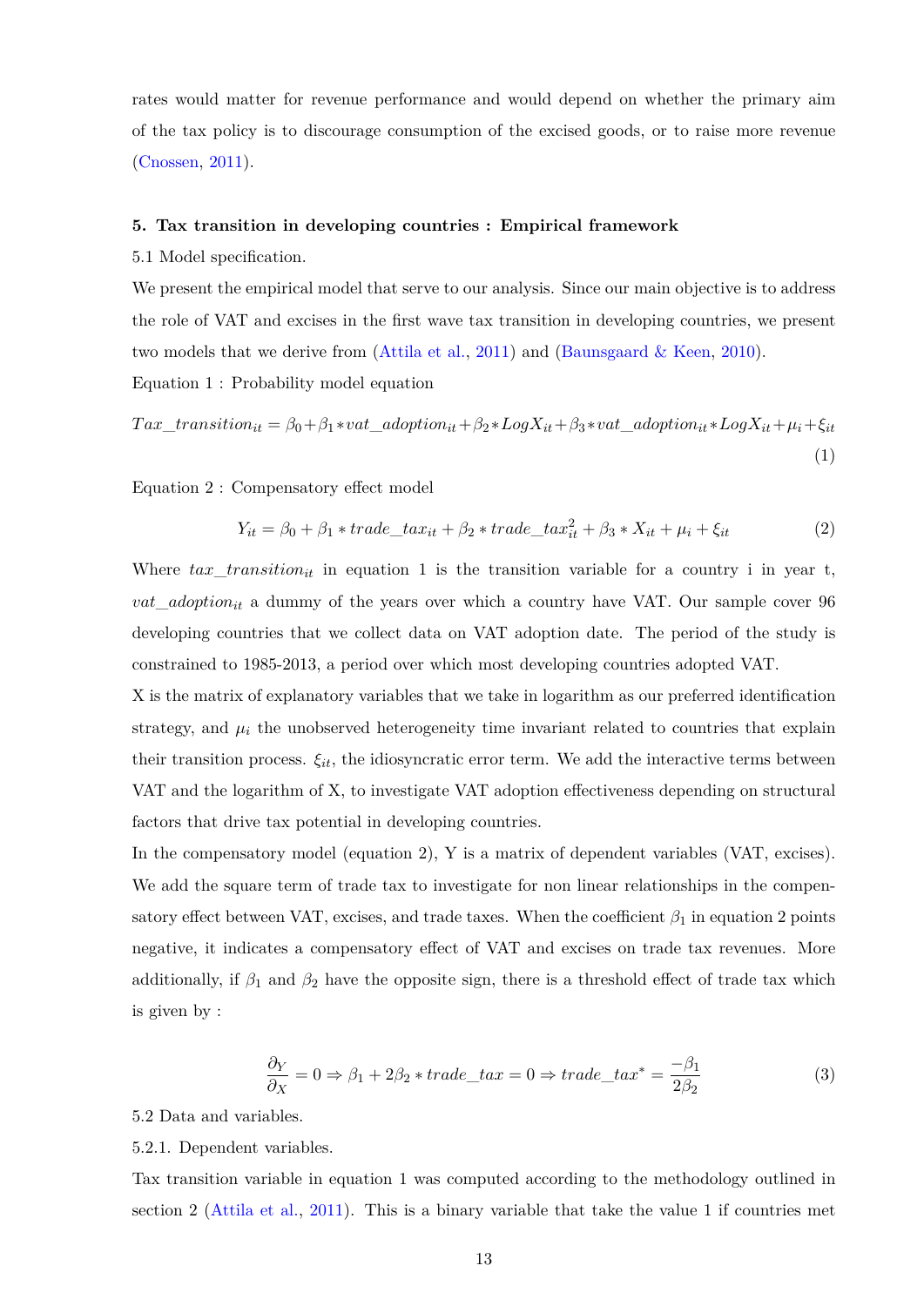rates would matter for revenue performance and would depend on whether the primary aim of the tax policy is to discourage consumption of the excised goods, or to raise more revenue (Cnossen, 2011).

### 5. Tax transition in developing countries : Empirical framework

5.1 Model specification.

We present the empirical model that serve to our analysis. Since our main objective is to address the role of VAT and excises in the first wave tax transition in developing countries, we present two models that we derive from (Attila et al., 2011) and (Baunsgaard & Keen, 2010).

Equation 1 : Probability model equation

$$Tax\_transition_{it} = \beta_0 + \beta_1 * vat\_adoption_{it} + \beta_2 * LogX_{it} + \beta_3 * vat\_adoption_{it} * LogX_{it} + \mu_i + \xi_{it} \tag{1}$$

Equation 2 : Compensatory effect model

$$Y_{it} = \beta_0 + \beta_1 * trade\_tax_{it} + \beta_2 * trade\_tax_{it}^2 + \beta_3 * X_{it} + \mu_i + \xi_{it} \tag{2}$$

Where $tax\_transition_{it}$ in equation 1 is the transition variable for a country i in year t, $vat\_adoption_{it}$ a dummy of the years over which a country have VAT. Our sample cover 96 developing countries that we collect data on VAT adoption date. The period of the study is constrained to 1985-2013, a period over which most developing countries adopted VAT.

X is the matrix of explanatory variables that we take in logarithm as our preferred identification strategy, and $\mu_i$ the unobserved heterogeneity time invariant related to countries that explain their transition process. $\xi_{it}$, the idiosyncratic error term. We add the interactive terms between VAT and the logarithm of X, to investigate VAT adoption effectiveness depending on structural factors that drive tax potential in developing countries.

In the compensatory model (equation 2), Y is a matrix of dependent variables (VAT, excises). We add the square term of trade tax to investigate for non linear relationships in the compensatory effect between VAT, excises, and trade taxes. When the coefficient $\beta_1$ in equation 2 points negative, it indicates a compensatory effect of VAT and excises on trade tax revenues. More additionally, if $\beta_1$ and $\beta_2$ have the opposite sign, there is a threshold effect of trade tax which is given by :

$$\frac{\partial_Y}{\partial_X} = 0 \Rightarrow \beta_1 + 2\beta_2 * trade\_tax = 0 \Rightarrow trade\_tax^* = \frac{-\beta_1}{2\beta_2} \tag{3}$$

5.2 Data and variables.

5.2.1. Dependent variables.

Tax transition variable in equation 1 was computed according to the methodology outlined in section 2 (Attila et al., 2011). This is a binary variable that take the value 1 if countries met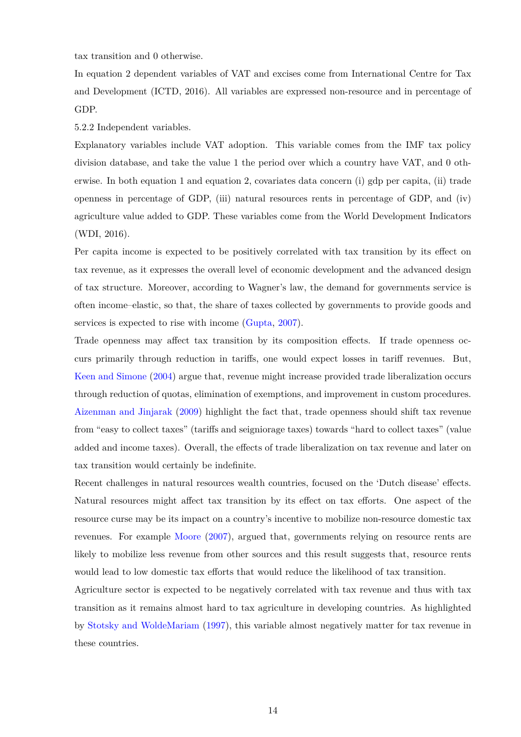tax transition and 0 otherwise.

In equation 2 dependent variables of VAT and excises come from International Centre for Tax and Development (ICTD, 2016). All variables are expressed non-resource and in percentage of GDP.

5.2.2 Independent variables.

Explanatory variables include VAT adoption. This variable comes from the IMF tax policy division database, and take the value 1 the period over which a country have VAT, and 0 otherwise. In both equation 1 and equation 2, covariates data concern (i) gdp per capita, (ii) trade openness in percentage of GDP, (iii) natural resources rents in percentage of GDP, and (iv) agriculture value added to GDP. These variables come from the World Development Indicators (WDI, 2016).

Per capita income is expected to be positively correlated with tax transition by its effect on tax revenue, as it expresses the overall level of economic development and the advanced design of tax structure. Moreover, according to Wagner's law, the demand for governments service is often income–elastic, so that, the share of taxes collected by governments to provide goods and services is expected to rise with income (Gupta, 2007).

Trade openness may affect tax transition by its composition effects. If trade openness occurs primarily through reduction in tariffs, one would expect losses in tariff revenues. But, Keen and Simone (2004) argue that, revenue might increase provided trade liberalization occurs through reduction of quotas, elimination of exemptions, and improvement in custom procedures. Aizenman and Jinjarak (2009) highlight the fact that, trade openness should shift tax revenue from "easy to collect taxes" (tariffs and seigniorage taxes) towards "hard to collect taxes" (value added and income taxes). Overall, the effects of trade liberalization on tax revenue and later on tax transition would certainly be indefinite.

Recent challenges in natural resources wealth countries, focused on the 'Dutch disease' effects. Natural resources might affect tax transition by its effect on tax efforts. One aspect of the resource curse may be its impact on a country's incentive to mobilize non-resource domestic tax revenues. For example Moore (2007), argued that, governments relying on resource rents are likely to mobilize less revenue from other sources and this result suggests that, resource rents would lead to low domestic tax efforts that would reduce the likelihood of tax transition.

Agriculture sector is expected to be negatively correlated with tax revenue and thus with tax transition as it remains almost hard to tax agriculture in developing countries. As highlighted by Stotsky and WoldeMariam (1997), this variable almost negatively matter for tax revenue in these countries.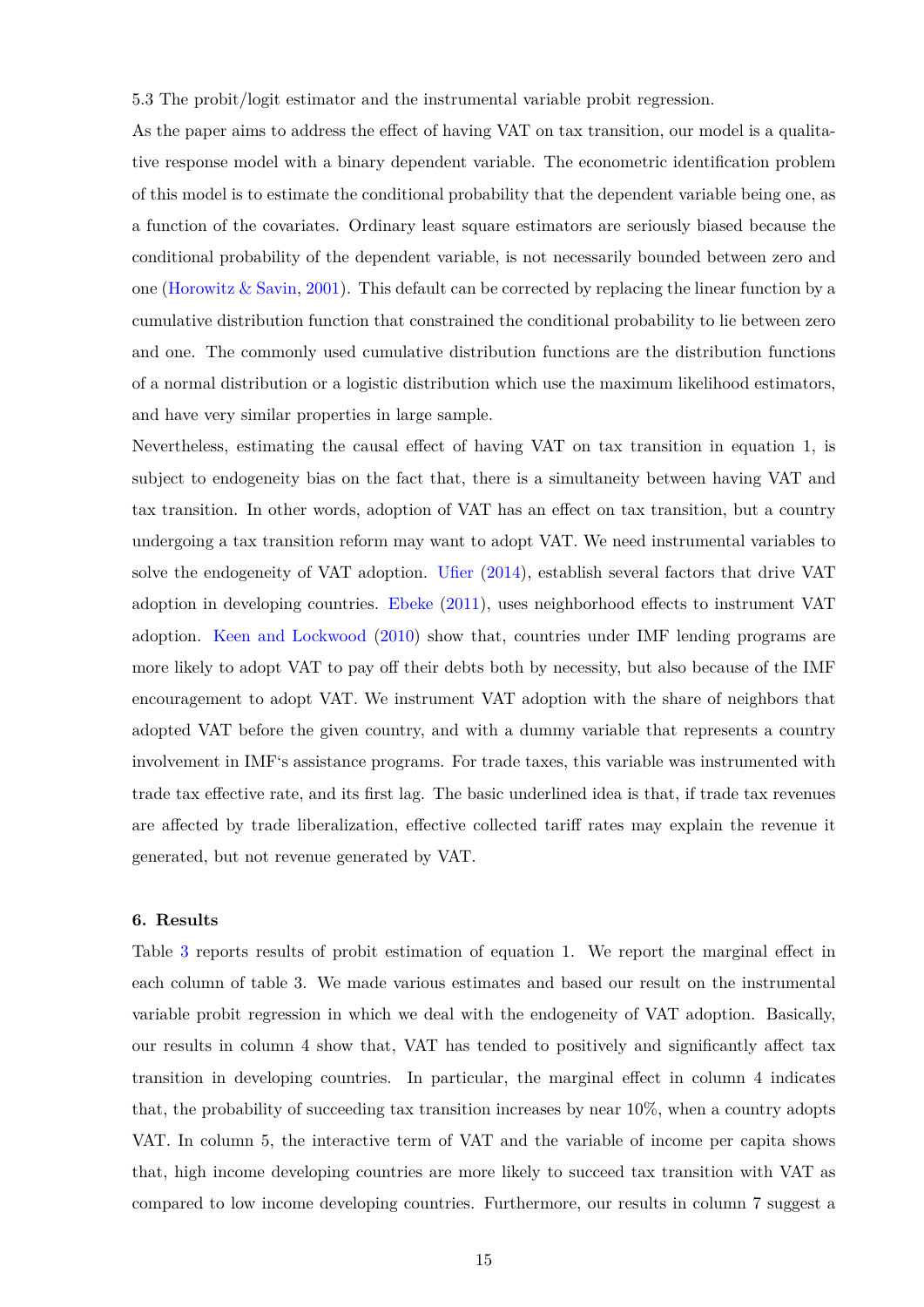5.3 The probit/logit estimator and the instrumental variable probit regression.

As the paper aims to address the effect of having VAT on tax transition, our model is a qualitative response model with a binary dependent variable. The econometric identification problem of this model is to estimate the conditional probability that the dependent variable being one, as a function of the covariates. Ordinary least square estimators are seriously biased because the conditional probability of the dependent variable, is not necessarily bounded between zero and one (Horowitz & Savin, 2001). This default can be corrected by replacing the linear function by a cumulative distribution function that constrained the conditional probability to lie between zero and one. The commonly used cumulative distribution functions are the distribution functions of a normal distribution or a logistic distribution which use the maximum likelihood estimators, and have very similar properties in large sample.

Nevertheless, estimating the causal effect of having VAT on tax transition in equation 1, is subject to endogeneity bias on the fact that, there is a simultaneity between having VAT and tax transition. In other words, adoption of VAT has an effect on tax transition, but a country undergoing a tax transition reform may want to adopt VAT. We need instrumental variables to solve the endogeneity of VAT adoption. Ufier (2014), establish several factors that drive VAT adoption in developing countries. Ebeke (2011), uses neighborhood effects to instrument VAT adoption. Keen and Lockwood (2010) show that, countries under IMF lending programs are more likely to adopt VAT to pay off their debts both by necessity, but also because of the IMF encouragement to adopt VAT. We instrument VAT adoption with the share of neighbors that adopted VAT before the given country, and with a dummy variable that represents a country involvement in IMF's assistance programs. For trade taxes, this variable was instrumented with trade tax effective rate, and its first lag. The basic underlined idea is that, if trade tax revenues are affected by trade liberalization, effective collected tariff rates may explain the revenue it generated, but not revenue generated by VAT.

### 6. Results

Table 3 reports results of probit estimation of equation 1. We report the marginal effect in each column of table 3. We made various estimates and based our result on the instrumental variable probit regression in which we deal with the endogeneity of VAT adoption. Basically, our results in column 4 show that, VAT has tended to positively and significantly affect tax transition in developing countries. In particular, the marginal effect in column 4 indicates that, the probability of succeeding tax transition increases by near 10%, when a country adopts VAT. In column 5, the interactive term of VAT and the variable of income per capita shows that, high income developing countries are more likely to succeed tax transition with VAT as compared to low income developing countries. Furthermore, our results in column 7 suggest a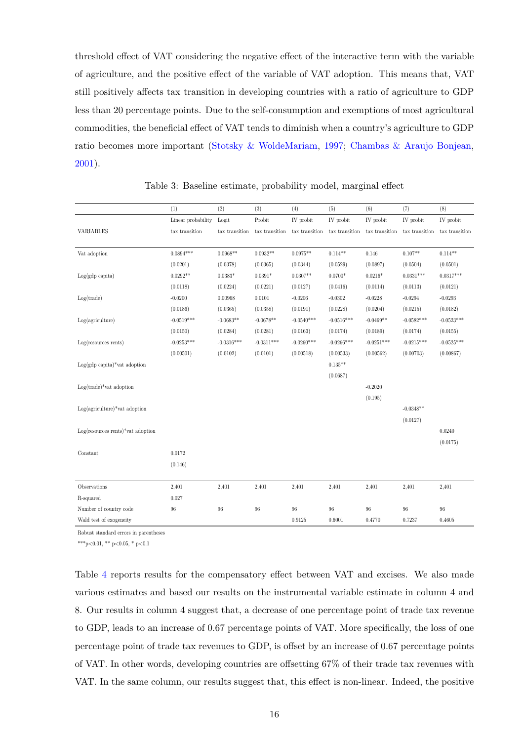threshold effect of VAT considering the negative effect of the interactive term with the variable of agriculture, and the positive effect of the variable of VAT adoption. This means that, VAT still positively affects tax transition in developing countries with a ratio of agriculture to GDP less than 20 percentage points. Due to the self-consumption and exemptions of most agricultural commodities, the beneficial effect of VAT tends to diminish when a country's agriculture to GDP ratio becomes more important (Stotsky & WoldeMariam, 1997; Chambas & Araujo Bonjean, 2001).

Table 3: Baseline estimate, probability model, marginal effect

| | (1) | (2) | (3) | (4) | (5) | (6) | (7) | (8) |
|---|---|---|---|---|---|---|---|---|
| | Linear probability | Logit | Probit | IV probit | IV probit | IV probit | IV probit | IV probit |
| VARIABLES | tax transition | tax transition | tax transition | tax transition | tax transition | tax transition | tax transition | tax transition |
| Vat adoption | 0.0894*** | 0.0968** | 0.0932** | 0.0975** | 0.114** | 0.146 | 0.107** | 0.114** |
| | (0.0201) | (0.0378) | (0.0365) | (0.0344) | (0.0529) | (0.0897) | (0.0504) | (0.0501) |
| Log(gdp capita) | 0.0292** | 0.0383* | 0.0391* | 0.0307** | 0.0700* | 0.0216* | 0.0331*** | 0.0317*** |
| | (0.0118) | (0.0224) | (0.0221) | (0.0127) | (0.0416) | (0.0114) | (0.0113) | (0.0121) |
| Log(trade) | -0.0200 | 0.00968 | 0.0101 | -0.0206 | -0.0302 | -0.0228 | -0.0294 | -0.0293 |
| | (0.0186) | (0.0365) | (0.0358) | (0.0191) | (0.0228) | (0.0204) | (0.0215) | (0.0182) |
| Log(agriculture) | -0.0519*** | -0.0683** | -0.0678** | -0.0540*** | -0.0516*** | -0.0469** | -0.0582*** | -0.0523*** |
| | (0.0150) | (0.0284) | (0.0281) | (0.0163) | (0.0174) | (0.0189) | (0.0174) | (0.0155) |
| Log(resources rents) | -0.0253*** | -0.0316*** | -0.0311*** | -0.0260*** | -0.0266*** | -0.0251*** | -0.0215*** | -0.0525*** |
| | (0.00501) | (0.0102) | (0.0101) | (0.00518) | (0.00533) | (0.00562) | (0.00703) | (0.00867) |
| Log(gdp capita)*vat adoption | | | | | 0.135** | | | |
| | | | | | (0.0687) | | | |
| Log(trade)*vat adoption | | | | | | -0.2020 | | |
| | | | | | | (0.195) | | |
| Log(agriculture)*vat adoption | | | | | | | -0.0348** | |
| | | | | | | | (0.0127) | |
| Log(resources rents)*vat adoption | | | | | | | | 0.0240 |
| | | | | | | | | (0.0175) |
| Constant | 0.0172 | | | | | | | |
| | (0.146) | | | | | | | |
| Observations | 2,401 | 2,401 | 2,401 | 2,401 | 2,401 | 2,401 | 2,401 | 2,401 |
| R-squared | 0.027 | | | | | | | |
| Number of country code | 96 | 96 | 96 | 96 | 96 | 96 | 96 | 96 |
| Wald test of exogeneity | | | | 0.9125 | 0.6001 | 0.4770 | 0.7237 | 0.4605 |

Robust standard errors in parentheses

***p<0.01, ** p<0.05, * p<0.1

Table 4 reports results for the compensatory effect between VAT and excises. We also made various estimates and based our results on the instrumental variable estimate in column 4 and 8. Our results in column 4 suggest that, a decrease of one percentage point of trade tax revenue to GDP, leads to an increase of 0.67 percentage points of VAT. More specifically, the loss of one percentage point of trade tax revenues to GDP, is offset by an increase of 0.67 percentage points of VAT. In other words, developing countries are offsetting 67% of their trade tax revenues with VAT. In the same column, our results suggest that, this effect is non-linear. Indeed, the positive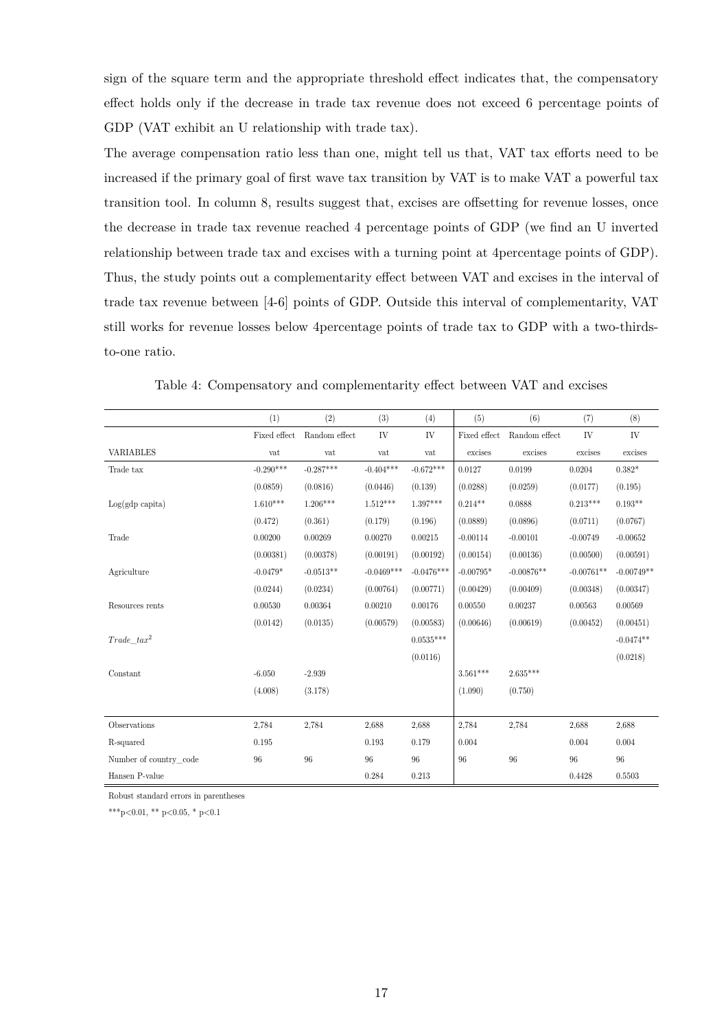sign of the square term and the appropriate threshold effect indicates that, the compensatory effect holds only if the decrease in trade tax revenue does not exceed 6 percentage points of GDP (VAT exhibit an U relationship with trade tax).

The average compensation ratio less than one, might tell us that, VAT tax efforts need to be increased if the primary goal of first wave tax transition by VAT is to make VAT a powerful tax transition tool. In column 8, results suggest that, excises are offsetting for revenue losses, once the decrease in trade tax revenue reached 4 percentage points of GDP (we find an U inverted relationship between trade tax and excises with a turning point at 4percentage points of GDP). Thus, the study points out a complementarity effect between VAT and excises in the interval of trade tax revenue between [4-6] points of GDP. Outside this interval of complementarity, VAT still works for revenue losses below 4percentage points of trade tax to GDP with a two-thirds-to-one ratio.

Table 4: Compensatory and complementarity effect between VAT and excises

| | (1) | (2) | (3) | (4) | (5) | (6) | (7) | (8) |
|---|---|---|---|---|---|---|---|---|
| | Fixed effect | Random effect | IV | IV | Fixed effect | Random effect | IV | IV |
| VARIABLES | vat | vat | vat | vat | excises | excises | excises | excises |
| Trade tax | -0.290*** | -0.287*** | -0.404*** | -0.672*** | 0.0127 | 0.0199 | 0.0204 | 0.382* |
| | (0.0859) | (0.0816) | (0.0446) | (0.139) | (0.0288) | (0.0259) | (0.0177) | (0.195) |
| Log(gdp capita) | 1.610*** | 1.206*** | 1.512*** | 1.397*** | 0.214** | 0.0888 | 0.213*** | 0.193** |
| | (0.472) | (0.361) | (0.179) | (0.196) | (0.0889) | (0.0896) | (0.0711) | (0.0767) |
| Trade | 0.00200 | 0.00269 | 0.00270 | 0.00215 | -0.00114 | -0.00101 | -0.00749 | -0.00652 |
| | (0.00381) | (0.00378) | (0.00191) | (0.00192) | (0.00154) | (0.00136) | (0.00500) | (0.00591) |
| Agriculture | -0.0479* | -0.0513** | -0.0469*** | -0.0476*** | -0.00795* | -0.00876** | -0.00761** | -0.00749** |
| | (0.0244) | (0.0234) | (0.00764) | (0.00771) | (0.00429) | (0.00409) | (0.00348) | (0.00347) |
| Resources rents | 0.00530 | 0.00364 | 0.00210 | 0.00176 | 0.00550 | 0.00237 | 0.00563 | 0.00569 |
| | (0.0142) | (0.0135) | (0.00579) | (0.00583) | (0.00646) | (0.00619) | (0.00452) | (0.00451) |
| $Trade\_tax^2$ | | | | 0.0535*** | | | | -0.0474** |
| | | | | (0.0116) | | | | (0.0218) |
| Constant | -6.050 | -2.939 | | | 3.561*** | 2.635*** | | |
| | (4.008) | (3.178) | | | (1.090) | (0.750) | | |
| Observations | 2,784 | 2,784 | 2,688 | 2,688 | 2,784 | 2,784 | 2,688 | 2,688 |
| R-squared | 0.195 | | 0.193 | 0.179 | 0.004 | | 0.004 | 0.004 |
| Number of country_code | 96 | 96 | 96 | 96 | 96 | 96 | 96 | 96 |
| Hansen P-value | | | 0.284 | 0.213 | | | 0.4428 | 0.5503 |

Robust standard errors in parentheses

***p<0.01, ** p<0.05, * p<0.1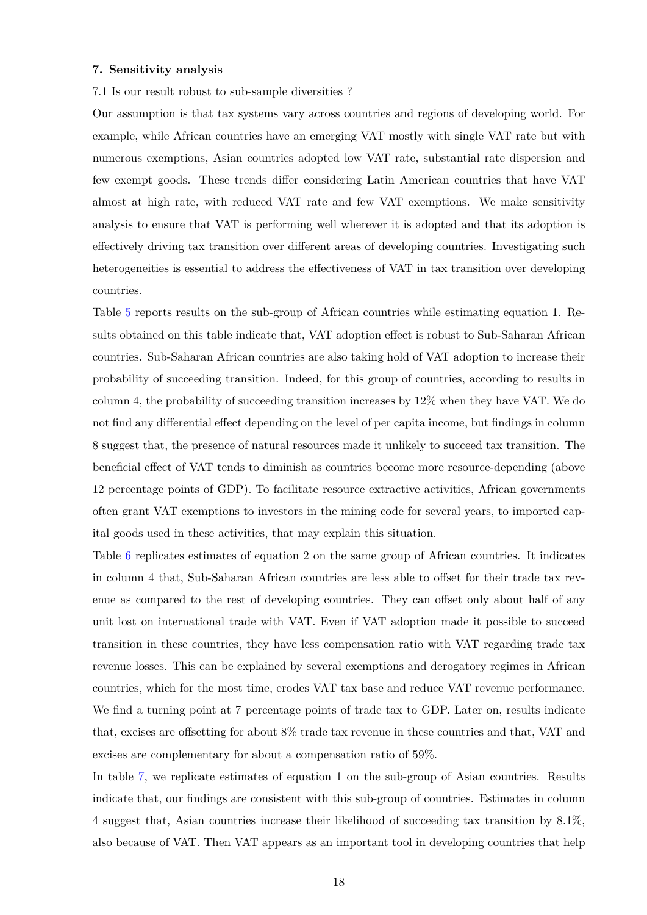### 7. Sensitivity analysis

7.1 Is our result robust to sub-sample diversities ?

Our assumption is that tax systems vary across countries and regions of developing world. For example, while African countries have an emerging VAT mostly with single VAT rate but with numerous exemptions, Asian countries adopted low VAT rate, substantial rate dispersion and few exempt goods. These trends differ considering Latin American countries that have VAT almost at high rate, with reduced VAT rate and few VAT exemptions. We make sensitivity analysis to ensure that VAT is performing well wherever it is adopted and that its adoption is effectively driving tax transition over different areas of developing countries. Investigating such heterogeneities is essential to address the effectiveness of VAT in tax transition over developing countries.

Table 5 reports results on the sub-group of African countries while estimating equation 1. Results obtained on this table indicate that, VAT adoption effect is robust to Sub-Saharan African countries. Sub-Saharan African countries are also taking hold of VAT adoption to increase their probability of succeeding transition. Indeed, for this group of countries, according to results in column 4, the probability of succeeding transition increases by 12% when they have VAT. We do not find any differential effect depending on the level of per capita income, but findings in column 8 suggest that, the presence of natural resources made it unlikely to succeed tax transition. The beneficial effect of VAT tends to diminish as countries become more resource-depending (above 12 percentage points of GDP). To facilitate resource extractive activities, African governments often grant VAT exemptions to investors in the mining code for several years, to imported capital goods used in these activities, that may explain this situation.

Table 6 replicates estimates of equation 2 on the same group of African countries. It indicates in column 4 that, Sub-Saharan African countries are less able to offset for their trade tax revenue as compared to the rest of developing countries. They can offset only about half of any unit lost on international trade with VAT. Even if VAT adoption made it possible to succeed transition in these countries, they have less compensation ratio with VAT regarding trade tax revenue losses. This can be explained by several exemptions and derogatory regimes in African countries, which for the most time, erodes VAT tax base and reduce VAT revenue performance. We find a turning point at 7 percentage points of trade tax to GDP. Later on, results indicate that, excises are offsetting for about 8% trade tax revenue in these countries and that, VAT and excises are complementary for about a compensation ratio of 59%.

In table 7, we replicate estimates of equation 1 on the sub-group of Asian countries. Results indicate that, our findings are consistent with this sub-group of countries. Estimates in column 4 suggest that, Asian countries increase their likelihood of succeeding tax transition by 8.1%, also because of VAT. Then VAT appears as an important tool in developing countries that help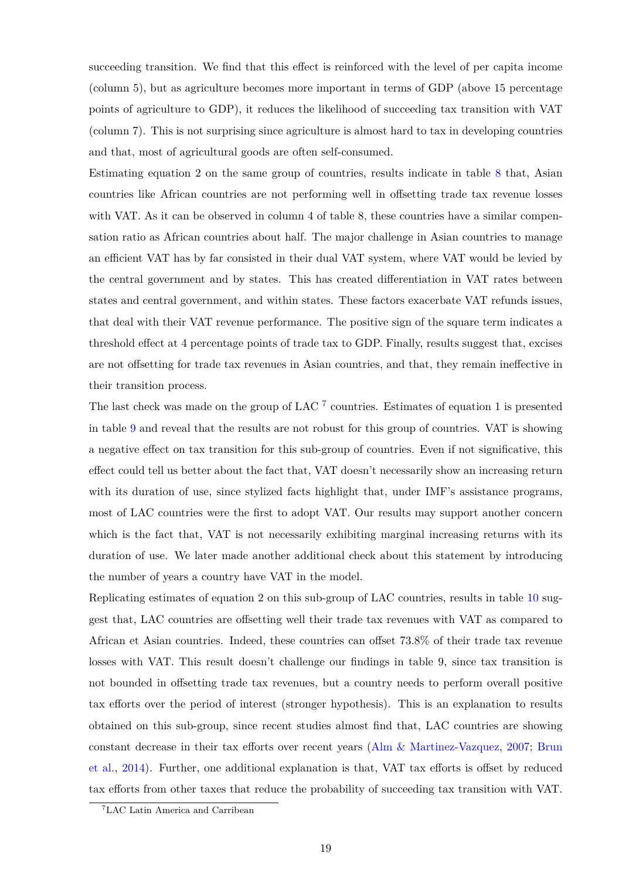succeeding transition. We find that this effect is reinforced with the level of per capita income (column 5), but as agriculture becomes more important in terms of GDP (above 15 percentage points of agriculture to GDP), it reduces the likelihood of succeeding tax transition with VAT (column 7). This is not surprising since agriculture is almost hard to tax in developing countries and that, most of agricultural goods are often self-consumed.

Estimating equation 2 on the same group of countries, results indicate in table 8 that, Asian countries like African countries are not performing well in offsetting trade tax revenue losses with VAT. As it can be observed in column 4 of table 8, these countries have a similar compensation ratio as African countries about half. The major challenge in Asian countries to manage an efficient VAT has by far consisted in their dual VAT system, where VAT would be levied by the central government and by states. This has created differentiation in VAT rates between states and central government, and within states. These factors exacerbate VAT refunds issues, that deal with their VAT revenue performance. The positive sign of the square term indicates a threshold effect at 4 percentage points of trade tax to GDP. Finally, results suggest that, excises are not offsetting for trade tax revenues in Asian countries, and that, they remain ineffective in their transition process.

The last check was made on the group of LAC [7] countries. Estimates of equation 1 is presented in table 9 and reveal that the results are not robust for this group of countries. VAT is showing a negative effect on tax transition for this sub-group of countries. Even if not significative, this effect could tell us better about the fact that, VAT doesn't necessarily show an increasing return with its duration of use, since stylized facts highlight that, under IMF's assistance programs, most of LAC countries were the first to adopt VAT. Our results may support another concern which is the fact that, VAT is not necessarily exhibiting marginal increasing returns with its duration of use. We later made another additional check about this statement by introducing the number of years a country have VAT in the model.

Replicating estimates of equation 2 on this sub-group of LAC countries, results in table 10 suggest that, LAC countries are offsetting well their trade tax revenues with VAT as compared to African et Asian countries. Indeed, these countries can offset 73.8% of their trade tax revenue losses with VAT. This result doesn't challenge our findings in table 9, since tax transition is not bounded in offsetting trade tax revenues, but a country needs to perform overall positive tax efforts over the period of interest (stronger hypothesis). This is an explanation to results obtained on this sub-group, since recent studies almost find that, LAC countries are showing constant decrease in their tax efforts over recent years (Alm & Martinez-Vazquez, 2007; Brun et al., 2014). Further, one additional explanation is that, VAT tax efforts is offset by reduced tax efforts from other taxes that reduce the probability of succeeding tax transition with VAT.

[7] LAC Latin America and Carribean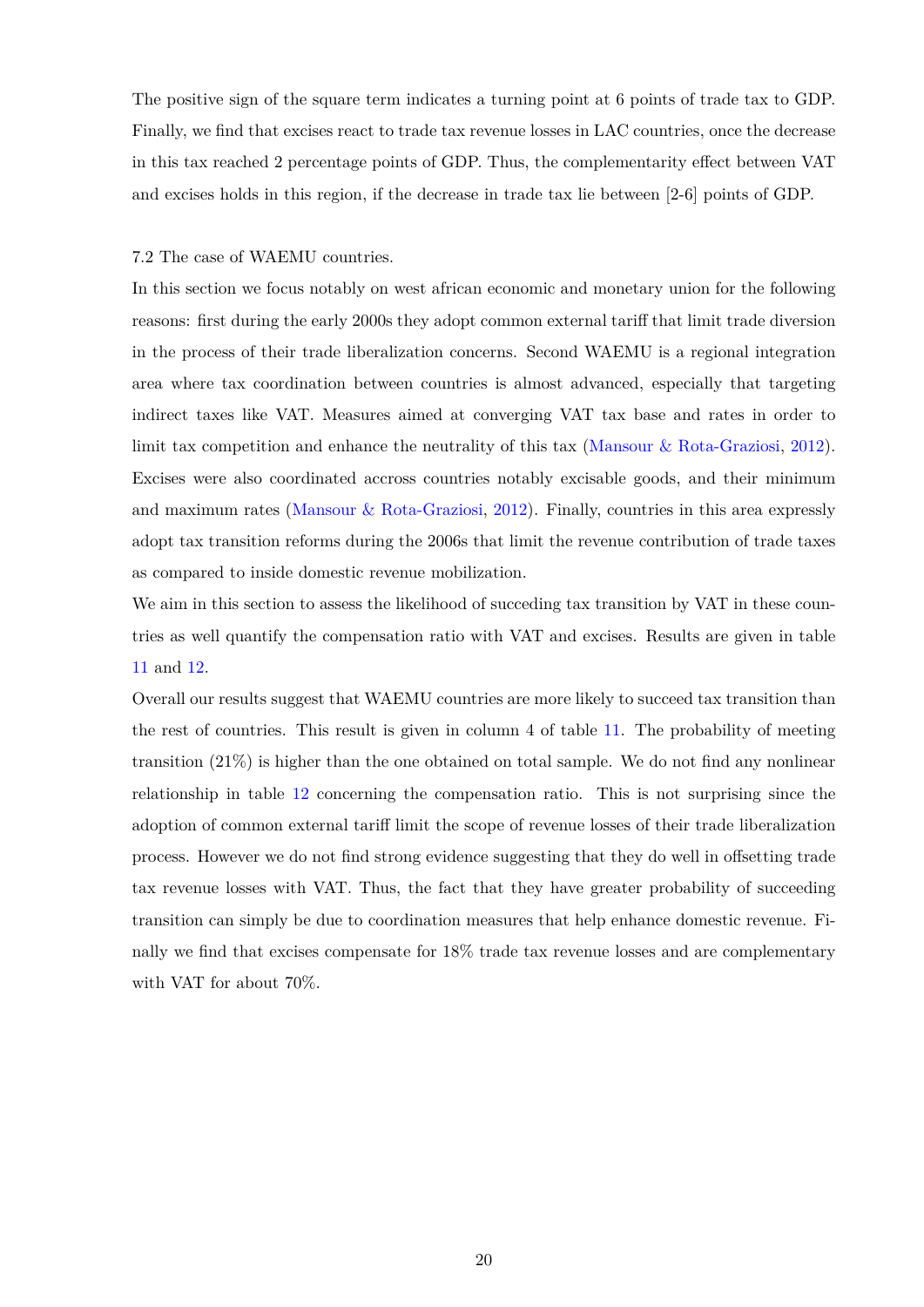The positive sign of the square term indicates a turning point at 6 points of trade tax to GDP. Finally, we find that excises react to trade tax revenue losses in LAC countries, once the decrease in this tax reached 2 percentage points of GDP. Thus, the complementarity effect between VAT and excises holds in this region, if the decrease in trade tax lie between [2-6] points of GDP.

### 7.2 The case of WAEMU countries.

In this section we focus notably on west african economic and monetary union for the following reasons: first during the early 2000s they adopt common external tariff that limit trade diversion in the process of their trade liberalization concerns. Second WAEMU is a regional integration area where tax coordination between countries is almost advanced, especially that targeting indirect taxes like VAT. Measures aimed at converging VAT tax base and rates in order to limit tax competition and enhance the neutrality of this tax (Mansour & Rota-Graziosi, 2012). Excises were also coordinated accross countries notably excisable goods, and their minimum and maximum rates (Mansour & Rota-Graziosi, 2012). Finally, countries in this area expressly adopt tax transition reforms during the 2006s that limit the revenue contribution of trade taxes as compared to inside domestic revenue mobilization.

We aim in this section to assess the likelihood of succeding tax transition by VAT in these countries as well quantify the compensation ratio with VAT and excises. Results are given in table 11 and 12.

Overall our results suggest that WAEMU countries are more likely to succeed tax transition than the rest of countries. This result is given in column 4 of table 11. The probability of meeting transition (21%) is higher than the one obtained on total sample. We do not find any nonlinear relationship in table 12 concerning the compensation ratio. This is not surprising since the adoption of common external tariff limit the scope of revenue losses of their trade liberalization process. However we do not find strong evidence suggesting that they do well in offsetting trade tax revenue losses with VAT. Thus, the fact that they have greater probability of succeeding transition can simply be due to coordination measures that help enhance domestic revenue. Finally we find that excises compensate for 18% trade tax revenue losses and are complementary with VAT for about 70%.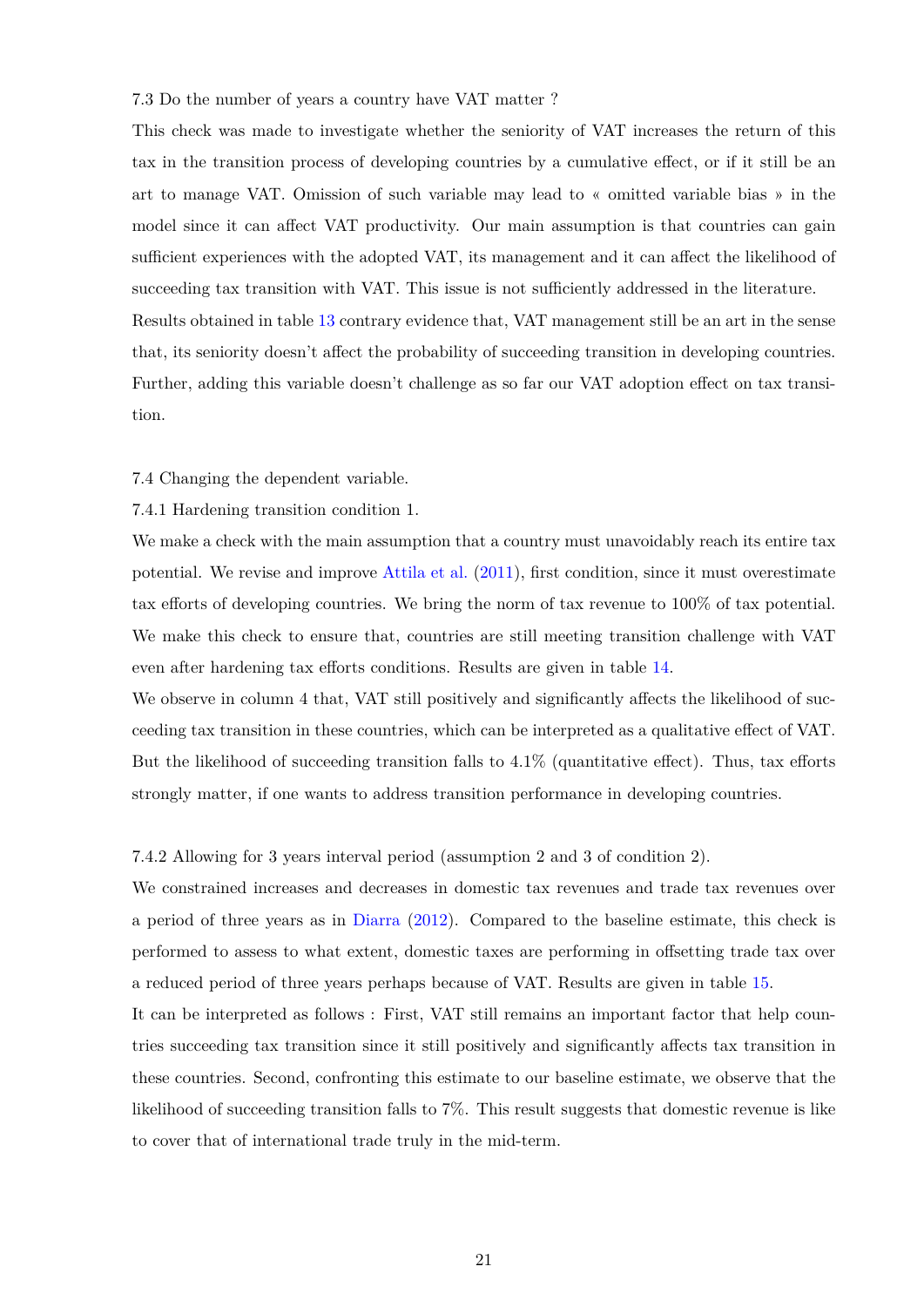### 7.3 Do the number of years a country have VAT matter ?

This check was made to investigate whether the seniority of VAT increases the return of this tax in the transition process of developing countries by a cumulative effect, or if it still be an art to manage VAT. Omission of such variable may lead to « omitted variable bias » in the model since it can affect VAT productivity. Our main assumption is that countries can gain sufficient experiences with the adopted VAT, its management and it can affect the likelihood of succeeding tax transition with VAT. This issue is not sufficiently addressed in the literature.

Results obtained in table 13 contrary evidence that, VAT management still be an art in the sense that, its seniority doesn't affect the probability of succeeding transition in developing countries. Further, adding this variable doesn't challenge as so far our VAT adoption effect on tax transition.

### 7.4 Changing the dependent variable.

#### 7.4.1 Hardening transition condition 1.

We make a check with the main assumption that a country must unavoidably reach its entire tax potential. We revise and improve Attila et al. (2011), first condition, since it must overestimate tax efforts of developing countries. We bring the norm of tax revenue to 100% of tax potential. We make this check to ensure that, countries are still meeting transition challenge with VAT even after hardening tax efforts conditions. Results are given in table 14.

We observe in column 4 that, VAT still positively and significantly affects the likelihood of succeeding tax transition in these countries, which can be interpreted as a qualitative effect of VAT. But the likelihood of succeeding transition falls to 4.1% (quantitative effect). Thus, tax efforts strongly matter, if one wants to address transition performance in developing countries.

#### 7.4.2 Allowing for 3 years interval period (assumption 2 and 3 of condition 2).

We constrained increases and decreases in domestic tax revenues and trade tax revenues over a period of three years as in Diarra (2012). Compared to the baseline estimate, this check is performed to assess to what extent, domestic taxes are performing in offsetting trade tax over a reduced period of three years perhaps because of VAT. Results are given in table 15.

It can be interpreted as follows : First, VAT still remains an important factor that help countries succeeding tax transition since it still positively and significantly affects tax transition in these countries. Second, confronting this estimate to our baseline estimate, we observe that the likelihood of succeeding transition falls to 7%. This result suggests that domestic revenue is like to cover that of international trade truly in the mid-term.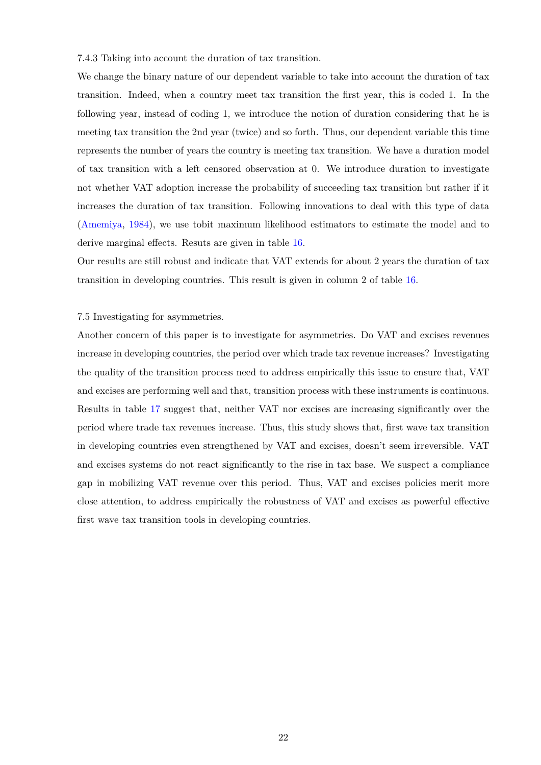### 7.4.3 Taking into account the duration of tax transition.

We change the binary nature of our dependent variable to take into account the duration of tax transition. Indeed, when a country meet tax transition the first year, this is coded 1. In the following year, instead of coding 1, we introduce the notion of duration considering that he is meeting tax transition the 2nd year (twice) and so forth. Thus, our dependent variable this time represents the number of years the country is meeting tax transition. We have a duration model of tax transition with a left censored observation at 0. We introduce duration to investigate not whether VAT adoption increase the probability of succeeding tax transition but rather if it increases the duration of tax transition. Following innovations to deal with this type of data (Amemiya, 1984), we use tobit maximum likelihood estimators to estimate the model and to derive marginal effects. Resuts are given in table 16.

Our results are still robust and indicate that VAT extends for about 2 years the duration of tax transition in developing countries. This result is given in column 2 of table 16.

## 7.5 Investigating for asymmetries.

Another concern of this paper is to investigate for asymmetries. Do VAT and excises revenues increase in developing countries, the period over which trade tax revenue increases? Investigating the quality of the transition process need to address empirically this issue to ensure that, VAT and excises are performing well and that, transition process with these instruments is continuous. Results in table 17 suggest that, neither VAT nor excises are increasing significantly over the period where trade tax revenues increase. Thus, this study shows that, first wave tax transition in developing countries even strengthened by VAT and excises, doesn't seem irreversible. VAT and excises systems do not react significantly to the rise in tax base. We suspect a compliance gap in mobilizing VAT revenue over this period. Thus, VAT and excises policies merit more close attention, to address empirically the robustness of VAT and excises as powerful effective first wave tax transition tools in developing countries.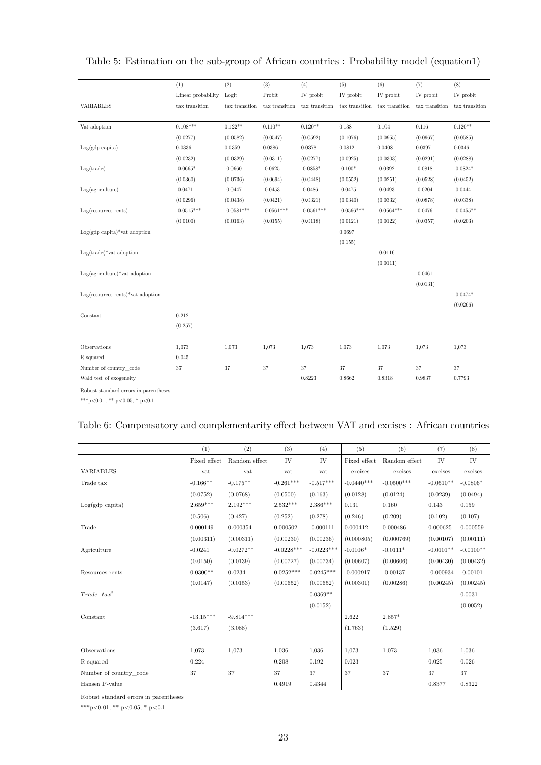Table 5: Estimation on the sub-group of African countries : Probability model (equation1)

| | (1) | (2) | (3) | (4) | (5) | (6) | (7) | (8) |
|---|---|---|---|---|---|---|---|---|
| | Linear probability | Logit | Probit | IV probit | IV probit | IV probit | IV probit | IV probit |
| VARIABLES | tax transition | tax transition | tax transition | tax transition | tax transition | tax transition | tax transition | tax transition |
| Vat adoption | 0.108*** | 0.122** | 0.110** | 0.120** | 0.138 | 0.104 | 0.116 | 0.120** |
| | (0.0277) | (0.0582) | (0.0547) | (0.0592) | (0.1076) | (0.0955) | (0.0967) | (0.0585) |
| Log(gdp capita) | 0.0336 | 0.0359 | 0.0386 | 0.0378 | 0.0812 | 0.0408 | 0.0397 | 0.0346 |
| | (0.0232) | (0.0329) | (0.0311) | (0.0277) | (0.0925) | (0.0303) | (0.0291) | (0.0288) |
| Log(trade) | -0.0665* | -0.0660 | -0.0625 | -0.0858* | -0.100* | -0.0392 | -0.0818 | -0.0824* |
| | (0.0360) | (0.0736) | (0.0694) | (0.0448) | (0.0552) | (0.0251) | (0.0528) | (0.0452) |
| Log(agriculture) | -0.0471 | -0.0447 | -0.0453 | -0.0486 | -0.0475 | -0.0493 | -0.0204 | -0.0444 |
| | (0.0296) | (0.0438) | (0.0421) | (0.0321) | (0.0340) | (0.0332) | (0.0878) | (0.0338) |
| Log(resources rents) | -0.0515*** | -0.0581*** | -0.0561*** | -0.0561*** | -0.0566*** | -0.0564*** | -0.0476 | -0.0455** |
| | (0.0100) | (0.0163) | (0.0155) | (0.0118) | (0.0121) | (0.0122) | (0.0357) | (0.0203) |
| Log(gdp capita)*vat adoption | | | | | 0.0697 | | | |
| | | | | | (0.155) | | | |
| Log(trade)*vat adoption | | | | | | -0.0116 | | |
| | | | | | | (0.0111) | | |
| Log(agriculture)*vat adoption | | | | | | | -0.0461 | |
| | | | | | | | (0.0131) | |
| Log(resources rents)*vat adoption | | | | | | | | -0.0474* |
| | | | | | | | | (0.0266) |
| Constant | 0.212 | | | | | | | |
| | (0.257) | | | | | | | |
| Observations | 1,073 | 1,073 | 1,073 | 1,073 | 1,073 | 1,073 | 1,073 | 1,073 |
| R-squared | 0.045 | | | | | | | |
| Number of country_code | 37 | 37 | 37 | 37 | 37 | 37 | 37 | 37 |
| Wald test of exogeneity | | | | 0.8223 | 0.8662 | 0.8318 | 0.9837 | 0.7793 |

Robust standard errors in parentheses

***p<0.01, ** p<0.05, * p<0.1

Table 6: Compensatory and complementarity effect between VAT and excises : African countries

| | (1) | (2) | (3) | (4) | (5) | (6) | (7) | (8) |
|---|---|---|---|---|---|---|---|---|
| | Fixed effect | Random effect | IV | IV | Fixed effect | Random effect | IV | IV |
| VARIABLES | vat | vat | vat | vat | excises | excises | excises | excises |
| Trade tax | -0.166** | -0.175** | -0.261*** | -0.517*** | -0.0440*** | -0.0500*** | -0.0510** | -0.0806* |
| | (0.0752) | (0.0768) | (0.0500) | (0.163) | (0.0128) | (0.0124) | (0.0239) | (0.0494) |
| Log(gdp capita) | 2.659*** | 2.192*** | 2.532*** | 2.386*** | 0.131 | 0.160 | 0.143 | 0.159 |
| | (0.506) | (0.427) | (0.252) | (0.278) | (0.246) | (0.209) | (0.102) | (0.107) |
| Trade | 0.000149 | 0.000354 | 0.000502 | -0.000111 | 0.000412 | 0.000486 | 0.000625 | 0.000559 |
| | (0.00311) | (0.00311) | (0.00230) | (0.00236) | (0.000805) | (0.000769) | (0.00107) | (0.00111) |
| Agriculture | -0.0241 | -0.0272** | -0.0228*** | -0.0223*** | -0.0106* | -0.0111* | -0.0101** | -0.0100** |
| | (0.0150) | (0.0139) | (0.00727) | (0.00734) | (0.00607) | (0.00606) | (0.00430) | (0.00432) |
| Resources rents | 0.0300** | 0.0234 | 0.0252*** | 0.0245*** | -0.000917 | -0.00137 | -0.000934 | -0.00101 |
| | (0.0147) | (0.0153) | (0.00652) | (0.00652) | (0.00301) | (0.00286) | (0.00245) | (0.00245) |
| $Trade\_tax^2$ | | | | 0.0369** | | | | 0.0031 |
| | | | | (0.0152) | | | | (0.0052) |
| Constant | -13.15*** | -9.814*** | | | 2.622 | 2.857* | | |
| | (3.617) | (3.088) | | | (1.763) | (1.529) | | |
| Observations | 1,073 | 1,073 | 1,036 | 1,036 | 1,073 | 1,073 | 1,036 | 1,036 |
| R-squared | 0.224 | | 0.208 | 0.192 | 0.023 | | 0.025 | 0.026 |
| Number of country_code | 37 | 37 | 37 | 37 | 37 | 37 | 37 | 37 |
| Hansen P-value | | | 0.4919 | 0.4344 | | | 0.8377 | 0.8322 |

Robust standard errors in parentheses

***p<0.01, ** p<0.05, * p<0.1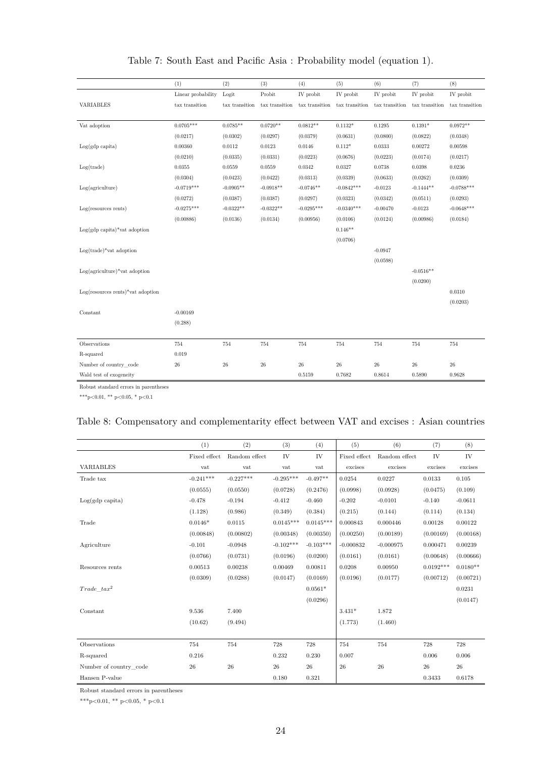Table 7: South East and Pacific Asia : Probability model (equation 1).

| | (1) | (2) | (3) | (4) | (5) | (6) | (7) | (8) |
|---|---|---|---|---|---|---|---|---|
| | Linear probability | Logit | Probit | IV probit | IV probit | IV probit | IV probit | IV probit |
| VARIABLES | tax transition | tax transition | tax transition | tax transition | tax transition | tax transition | tax transition | tax transition |
| Vat adoption | 0.0705*** | 0.0785** | 0.0720** | 0.0812** | 0.1132* | 0.1295 | 0.1391* | 0.0972** |
| | (0.0217) | (0.0302) | (0.0297) | (0.0379) | (0.0631) | (0.0800) | (0.0822) | (0.0348) |
| Log(gdp capita) | 0.00360 | 0.0112 | 0.0123 | 0.0146 | 0.112* | 0.0333 | 0.00272 | 0.00598 |
| | (0.0210) | (0.0335) | (0.0331) | (0.0223) | (0.0676) | (0.0223) | (0.0174) | (0.0217) |
| Log(trade) | 0.0355 | 0.0559 | 0.0559 | 0.0342 | 0.0327 | 0.0738 | 0.0398 | 0.0236 |
| | (0.0304) | (0.0423) | (0.0422) | (0.0313) | (0.0339) | (0.0633) | (0.0262) | (0.0309) |
| Log(agriculture) | -0.0719*** | -0.0905** | -0.0918** | -0.0746** | -0.0842*** | -0.0123 | -0.1444** | -0.0788*** |
| | (0.0272) | (0.0387) | (0.0387) | (0.0297) | (0.0323) | (0.0342) | (0.0511) | (0.0293) |
| Log(resources rents) | -0.0275*** | -0.0322** | -0.0322** | -0.0295*** | -0.0340*** | -0.00470 | -0.0123 | -0.0648*** |
| | (0.00886) | (0.0136) | (0.0134) | (0.00956) | (0.0106) | (0.0124) | (0.00986) | (0.0184) |
| Log(gdp capita)*vat adoption | | | | | 0.146** | | | |
| | | | | | (0.0706) | | | |
| Log(trade)*vat adoption | | | | | | -0.0947 | | |
| | | | | | | (0.0598) | | |
| Log(agriculture)*vat adoption | | | | | | | -0.0516** | |
| | | | | | | | (0.0200) | |
| Log(resources rents)*vat adoption | | | | | | | | 0.0310 |
| | | | | | | | | (0.0203) |
| Constant | -0.00169 | | | | | | | |
| | (0.288) | | | | | | | |
| Observations | 754 | 754 | 754 | 754 | 754 | 754 | 754 | 754 |
| R-squared | 0.019 | | | | | | | |
| Number of country_code | 26 | 26 | 26 | 26 | 26 | 26 | 26 | 26 |
| Wald test of exogeneity | | | | 0.5159 | 0.7682 | 0.8614 | 0.5890 | 0.9628 |

Robust standard errors in parentheses

***p<0.01, ** p<0.05, * p<0.1

Table 8: Compensatory and complementarity effect between VAT and excises : Asian countries

| | (1) | (2) | (3) | (4) | (5) | (6) | (7) | (8) |
|---|---|---|---|---|---|---|---|---|
| | Fixed effect | Random effect | IV | IV | Fixed effect | Random effect | IV | IV |
| VARIABLES | vat | vat | vat | vat | excises | excises | excises | excises |
| Trade tax | -0.241*** | -0.227*** | -0.295*** | -0.497** | 0.0254 | 0.0227 | 0.0133 | 0.105 |
| | (0.0555) | (0.0550) | (0.0728) | (0.2476) | (0.0998) | (0.0928) | (0.0475) | (0.109) |
| Log(gdp capita) | -0.478 | -0.194 | -0.412 | -0.460 | -0.202 | -0.0101 | -0.140 | -0.0611 |
| | (1.128) | (0.986) | (0.349) | (0.384) | (0.215) | (0.144) | (0.114) | (0.134) |
| Trade | 0.0146* | 0.0115 | 0.0145*** | 0.0145*** | 0.000843 | 0.000446 | 0.00128 | 0.00122 |
| | (0.00848) | (0.00802) | (0.00348) | (0.00350) | (0.00250) | (0.00189) | (0.00169) | (0.00168) |
| Agriculture | -0.101 | -0.0948 | -0.102*** | -0.103*** | -0.000832 | -0.000975 | 0.000471 | 0.00239 |
| | (0.0766) | (0.0731) | (0.0196) | (0.0200) | (0.0161) | (0.0161) | (0.00648) | (0.00666) |
| Resources rents | 0.00513 | 0.00238 | 0.00469 | 0.00811 | 0.0208 | 0.00950 | 0.0192*** | 0.0180** |
| | (0.0309) | (0.0288) | (0.0147) | (0.0169) | (0.0196) | (0.0177) | (0.00712) | (0.00721) |
| $Trade\_tax^2$ | | | | 0.0561* | | | | 0.0231 |
| | | | | (0.0296) | | | | (0.0147) |
| Constant | 9.536 | 7.400 | | | 3.431* | 1.872 | | |
| | (10.62) | (9.494) | | | (1.773) | (1.460) | | |
| Observations | 754 | 754 | 728 | 728 | 754 | 754 | 728 | 728 |
| R-squared | 0.216 | | 0.232 | 0.230 | 0.007 | | 0.006 | 0.006 |
| Number of country_code | 26 | 26 | 26 | 26 | 26 | 26 | 26 | 26 |
| Hansen P-value | | | 0.180 | 0.321 | | | 0.3433 | 0.6178 |

Robust standard errors in parentheses

***p<0.01, ** p<0.05, * p<0.1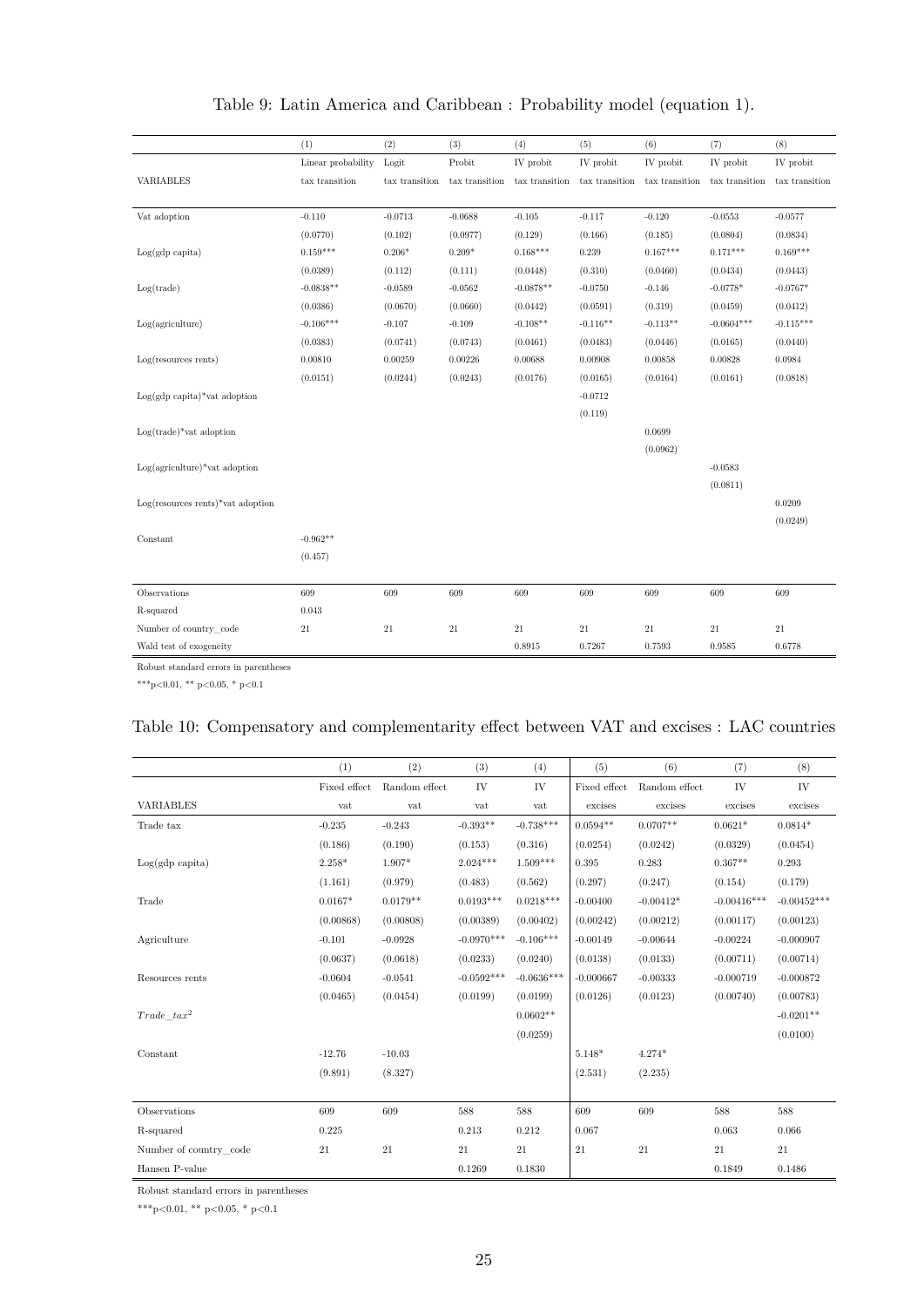Table 9: Latin America and Caribbean : Probability model (equation 1).

| | (1) | (2) | (3) | (4) | (5) | (6) | (7) | (8) |
|---|---|---|---|---|---|---|---|---|
| | Linear probability | Logit | Probit | IV probit | IV probit | IV probit | IV probit | IV probit |
| VARIABLES | tax transition | tax transition | tax transition | tax transition | tax transition | tax transition | tax transition | tax transition |
| Vat adoption | -0.110 | -0.0713 | -0.0688 | -0.105 | -0.117 | -0.120 | -0.0553 | -0.0577 |
| | (0.0770) | (0.102) | (0.0977) | (0.129) | (0.166) | (0.185) | (0.0804) | (0.0834) |
| Log(gdp capita) | 0.159*** | 0.206* | 0.209* | 0.168*** | 0.239 | 0.167*** | 0.171*** | 0.169*** |
| | (0.0389) | (0.112) | (0.111) | (0.0448) | (0.310) | (0.0460) | (0.0434) | (0.0443) |
| Log(trade) | -0.0838** | -0.0589 | -0.0562 | -0.0878** | -0.0750 | -0.146 | -0.0778* | -0.0767* |
| | (0.0386) | (0.0670) | (0.0660) | (0.0442) | (0.0591) | (0.319) | (0.0459) | (0.0412) |
| Log(agriculture) | -0.106*** | -0.107 | -0.109 | -0.108** | -0.116** | -0.113** | -0.0604*** | -0.115*** |
| | (0.0383) | (0.0741) | (0.0743) | (0.0461) | (0.0483) | (0.0446) | (0.0165) | (0.0440) |
| Log(resources rents) | 0.00810 | 0.00259 | 0.00226 | 0.00688 | 0.00908 | 0.00858 | 0.00828 | 0.0984 |
| | (0.0151) | (0.0244) | (0.0243) | (0.0176) | (0.0165) | (0.0164) | (0.0161) | (0.0818) |
| Log(gdp capita)*vat adoption | | | | | -0.0712 | | | |
| | | | | | (0.119) | | | |
| Log(trade)*vat adoption | | | | | | 0.0699 | | |
| | | | | | | (0.0962) | | |
| Log(agriculture)*vat adoption | | | | | | | -0.0583 | |
| | | | | | | | (0.0811) | |
| Log(resources rents)*vat adoption | | | | | | | | 0.0209 |
| | | | | | | | | (0.0249) |
| Constant | -0.962** | | | | | | | |
| | (0.457) | | | | | | | |
| Observations | 609 | 609 | 609 | 609 | 609 | 609 | 609 | 609 |
| R-squared | 0.043 | | | | | | | |
| Number of country_code | 21 | 21 | 21 | 21 | 21 | 21 | 21 | 21 |
| Wald test of exogeneity | | | | 0.8915 | 0.7267 | 0.7593 | 0.9585 | 0.6778 |

Robust standard errors in parentheses

***p<0.01, ** p<0.05, * p<0.1

Table 10: Compensatory and complementarity effect between VAT and excises : LAC countries

| | (1) | (2) | (3) | (4) | (5) | (6) | (7) | (8) |
|---|---|---|---|---|---|---|---|---|
| | Fixed effect | Random effect | IV | IV | Fixed effect | Random effect | IV | IV |
| VARIABLES | vat | vat | vat | vat | excises | excises | excises | excises |
| Trade tax | -0.235 | -0.243 | -0.393** | -0.738*** | 0.0594** | 0.0707** | 0.0621* | 0.0814* |
| | (0.186) | (0.190) | (0.153) | (0.316) | (0.0254) | (0.0242) | (0.0329) | (0.0454) |
| Log(gdp capita) | 2.258* | 1.907* | 2.024*** | 1.509*** | 0.395 | 0.283 | 0.367** | 0.293 |
| | (1.161) | (0.979) | (0.483) | (0.562) | (0.297) | (0.247) | (0.154) | (0.179) |
| Trade | 0.0167* | 0.0179** | 0.0193*** | 0.0218*** | -0.00400 | -0.00412* | -0.00416*** | -0.00452*** |
| | (0.00868) | (0.00808) | (0.00389) | (0.00402) | (0.00242) | (0.00212) | (0.00117) | (0.00123) |
| Agriculture | -0.101 | -0.0928 | -0.0970*** | -0.106*** | -0.00149 | -0.00644 | -0.00224 | -0.000907 |
| | (0.0637) | (0.0618) | (0.0233) | (0.0240) | (0.0138) | (0.0133) | (0.00711) | (0.00714) |
| Resources rents | -0.0604 | -0.0541 | -0.0592*** | -0.0636*** | -0.000667 | -0.00333 | -0.000719 | -0.000872 |
| | (0.0465) | (0.0454) | (0.0199) | (0.0199) | (0.0126) | (0.0123) | (0.00740) | (0.00783) |
| $Trade\_tax^2$ | | | | 0.0602** | | | | -0.0201** |
| | | | | (0.0259) | | | | (0.0100) |
| Constant | -12.76 | -10.03 | | | 5.148* | 4.274* | | |
| | (9.891) | (8.327) | | | (2.531) | (2.235) | | |
| Observations | 609 | 609 | 588 | 588 | 609 | 609 | 588 | 588 |
| R-squared | 0.225 | | 0.213 | 0.212 | 0.067 | | 0.063 | 0.066 |
| Number of country_code | 21 | 21 | 21 | 21 | 21 | 21 | 21 | 21 |
| Hansen P-value | | | 0.1269 | 0.1830 | | | 0.1849 | 0.1486 |

Robust standard errors in parentheses

***p<0.01, ** p<0.05, * p<0.1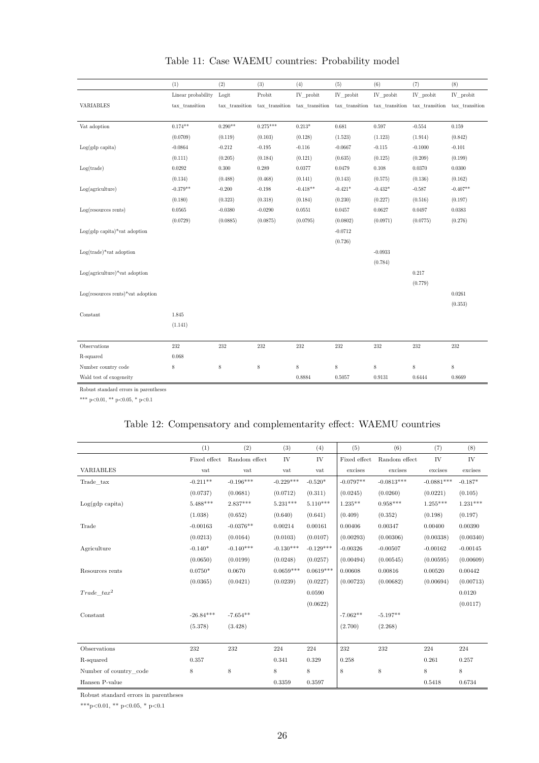Table 11: Case WAEMU countries: Probability model

| | (1) | (2) | (3) | (4) | (5) | (6) | (7) | (8) |
|---|---|---|---|---|---|---|---|---|
| | Linear probability | Logit | Probit | IV_probit | IV_probit | IV_probit | IV_probit | IV_probit |
| VARIABLES | tax_transition | tax_transition | tax_transition | tax_transition | tax_transition | tax_transition | tax_transition | tax_transition |
| Vat adoption | 0.174** | 0.290** | 0.275*** | 0.213* | 0.681 | 0.597 | -0.554 | 0.159 |
| | (0.0709) | (0.119) | (0.103) | (0.128) | (1.523) | (1.123) | (1.914) | (0.842) |
| Log(gdp capita) | -0.0864 | -0.212 | -0.195 | -0.116 | -0.0667 | -0.115 | -0.1000 | -0.101 |
| | (0.111) | (0.205) | (0.184) | (0.121) | (0.635) | (0.125) | (0.209) | (0.199) |
| Log(trade) | 0.0292 | 0.300 | 0.289 | 0.0377 | 0.0479 | 0.108 | 0.0370 | 0.0300 |
| | (0.134) | (0.488) | (0.468) | (0.141) | (0.143) | (0.575) | (0.136) | (0.162) |
| Log(agriculture) | -0.379** | -0.200 | -0.198 | -0.418** | -0.421* | -0.432* | -0.587 | -0.407** |
| | (0.180) | (0.323) | (0.318) | (0.184) | (0.230) | (0.227) | (0.516) | (0.197) |
| Log(resources rents) | 0.0565 | -0.0380 | -0.0290 | 0.0551 | 0.0457 | 0.0627 | 0.0497 | 0.0383 |
| | (0.0729) | (0.0885) | (0.0875) | (0.0795) | (0.0802) | (0.0971) | (0.0775) | (0.276) |
| Log(gdp capita)*vat adoption | | | | | -0.0712 | | | |
| | | | | | (0.726) | | | |
| Log(trade)*vat adoption | | | | | | -0.0933 | | |
| | | | | | | (0.784) | | |
| Log(agriculture)*vat adoption | | | | | | | 0.217 | |
| | | | | | | | (0.779) | |
| Log(resources rents)*vat adoption | | | | | | | | 0.0261 |
| | | | | | | | | (0.353) |
| Constant | 1.845 | | | | | | | |
| | (1.141) | | | | | | | |
| Observations | 232 | 232 | 232 | 232 | 232 | 232 | 232 | 232 |
| R-squared | 0.068 | | | | | | | |
| Number country code | 8 | 8 | 8 | 8 | 8 | 8 | 8 | 8 |
| Wald test of exogeneity | | | | 0.8884 | 0.5057 | 0.9131 | 0.6444 | 0.8669 |

Robust standard errors in parentheses

*** p<0.01, ** p<0.05, * p<0.1

Table 12: Compensatory and complementarity effect: WAEMU countries

| | (1) | (2) | (3) | (4) | (5) | (6) | (7) | (8) |
|---|---|---|---|---|---|---|---|---|
| | Fixed effect | Random effect | IV | IV | Fixed effect | Random effect | IV | IV |
| VARIABLES | vat | vat | vat | vat | excises | excises | excises | excises |
| Trade_tax | -0.211** | -0.196*** | -0.229*** | -0.520* | -0.0797** | -0.0813*** | -0.0881*** | -0.187* |
| | (0.0737) | (0.0681) | (0.0712) | (0.311) | (0.0245) | (0.0260) | (0.0221) | (0.105) |
| Log(gdp capita) | 5.488*** | 2.837*** | 5.231*** | 5.110*** | 1.235** | 0.958*** | 1.255*** | 1.231*** |
| | (1.038) | (0.652) | (0.640) | (0.641) | (0.409) | (0.352) | (0.198) | (0.197) |
| Trade | -0.00163 | -0.0376** | 0.00214 | 0.00161 | 0.00406 | 0.00347 | 0.00400 | 0.00390 |
| | (0.0213) | (0.0164) | (0.0103) | (0.0107) | (0.00293) | (0.00306) | (0.00338) | (0.00340) |
| Agriculture | -0.140* | -0.140*** | -0.130*** | -0.129*** | -0.00326 | -0.00507 | -0.00162 | -0.00145 |
| | (0.0650) | (0.0199) | (0.0248) | (0.0257) | (0.00494) | (0.00545) | (0.00595) | (0.00609) |
| Resources rents | 0.0750* | 0.0670 | 0.0659*** | 0.0619*** | 0.00608 | 0.00816 | 0.00520 | 0.00442 |
| | (0.0365) | (0.0421) | (0.0239) | (0.0227) | (0.00723) | (0.00682) | (0.00694) | (0.00713) |
| $Trade\_tax^2$ | | | | 0.0590 | | | | 0.0120 |
| | | | | (0.0622) | | | | (0.0117) |
| Constant | -26.84*** | -7.654** | | | -7.062** | -5.197** | | |
| | (5.378) | (3.428) | | | (2.700) | (2.268) | | |
| Observations | 232 | 232 | 224 | 224 | 232 | 232 | 224 | 224 |
| R-squared | 0.357 | | 0.341 | 0.329 | 0.258 | | 0.261 | 0.257 |
| Number of country_code | 8 | 8 | 8 | 8 | 8 | 8 | 8 | 8 |
| Hansen P-value | | | 0.3359 | 0.3597 | | | 0.5418 | 0.6734 |

Robust standard errors in parentheses

***p<0.01, ** p<0.05, * p<0.1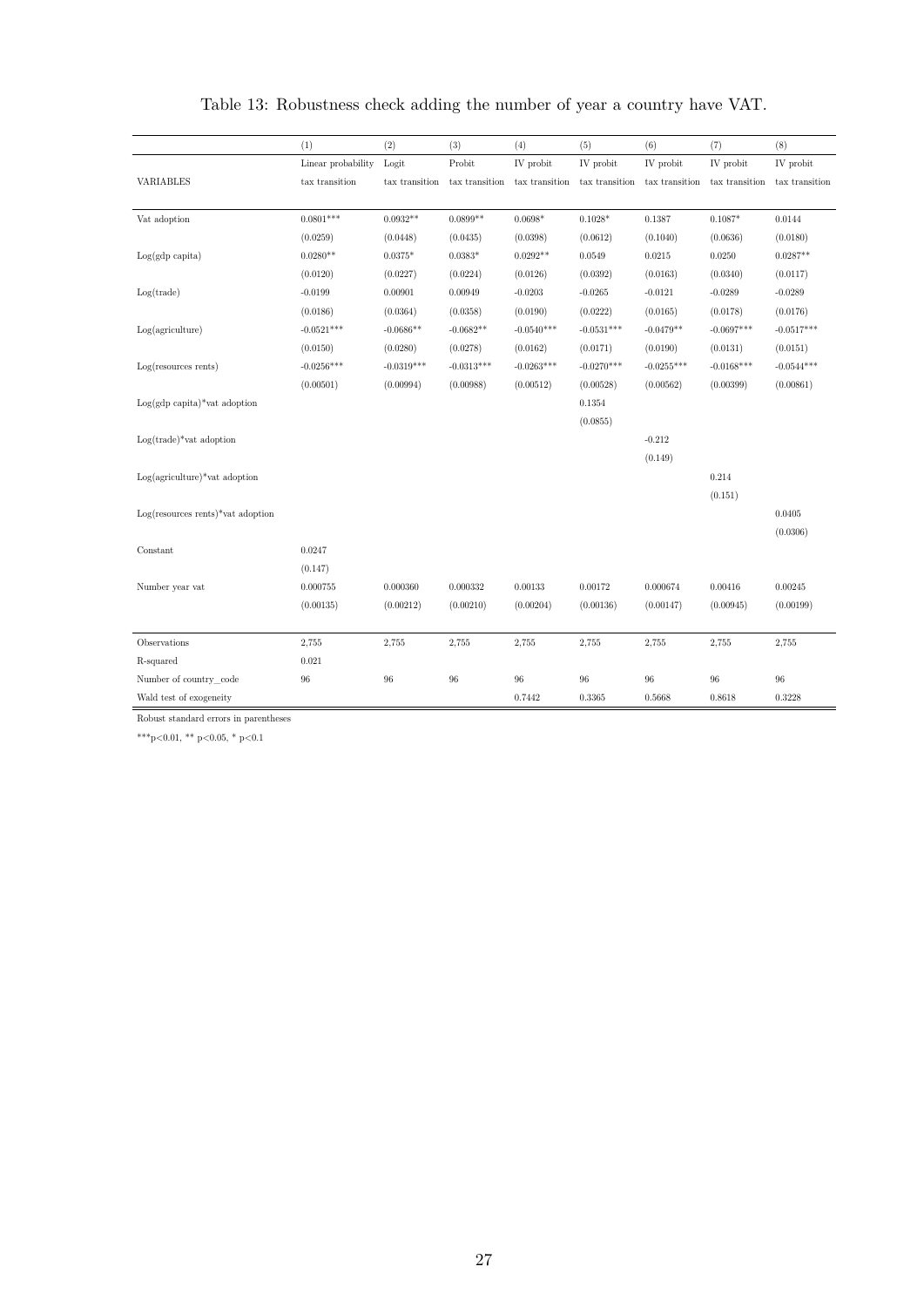Table 13: Robustness check adding the number of year a country have VAT.

| | (1) | (2) | (3) | (4) | (5) | (6) | (7) | (8) |
|---|---|---|---|---|---|---|---|---|
| | Linear probability | Logit | Probit | IV probit | IV probit | IV probit | IV probit | IV probit |
| VARIABLES | tax transition | tax transition | tax transition | tax transition | tax transition | tax transition | tax transition | tax transition |
| Vat adoption | 0.0801*** | 0.0932** | 0.0899** | 0.0698* | 0.1028* | 0.1387 | 0.1087* | 0.0144 |
| | (0.0259) | (0.0448) | (0.0435) | (0.0398) | (0.0612) | (0.1040) | (0.0636) | (0.0180) |
| Log(gdp capita) | 0.0280** | 0.0375* | 0.0383* | 0.0292** | 0.0549 | 0.0215 | 0.0250 | 0.0287** |
| | (0.0120) | (0.0227) | (0.0224) | (0.0126) | (0.0392) | (0.0163) | (0.0340) | (0.0117) |
| Log(trade) | -0.0199 | 0.00901 | 0.00949 | -0.0203 | -0.0265 | -0.0121 | -0.0289 | -0.0289 |
| | (0.0186) | (0.0364) | (0.0358) | (0.0190) | (0.0222) | (0.0165) | (0.0178) | (0.0176) |
| Log(agriculture) | -0.0521*** | -0.0686** | -0.0682** | -0.0540*** | -0.0531*** | -0.0479** | -0.0697*** | -0.0517*** |
| | (0.0150) | (0.0280) | (0.0278) | (0.0162) | (0.0171) | (0.0190) | (0.0131) | (0.0151) |
| Log(resources rents) | -0.0256*** | -0.0319*** | -0.0313*** | -0.0263*** | -0.0270*** | -0.0255*** | -0.0168*** | -0.0544*** |
| | (0.00501) | (0.00994) | (0.00988) | (0.00512) | (0.00528) | (0.00562) | (0.00399) | (0.00861) |
| Log(gdp capita)*vat adoption | | | | | 0.1354 | | | |
| | | | | | (0.0855) | | | |
| Log(trade)*vat adoption | | | | | | -0.212 | | |
| | | | | | | (0.149) | | |
| Log(agriculture)*vat adoption | | | | | | | 0.214 | |
| | | | | | | | (0.151) | |
| Log(resources rents)*vat adoption | | | | | | | | 0.0405 |
| | | | | | | | | (0.0306) |
| Constant | 0.0247 | | | | | | | |
| | (0.147) | | | | | | | |
| Number year vat | 0.000755 | 0.000360 | 0.000332 | 0.00133 | 0.00172 | 0.000674 | 0.00416 | 0.00245 |
| | (0.00135) | (0.00212) | (0.00210) | (0.00204) | (0.00136) | (0.00147) | (0.00945) | (0.00199) |
| Observations | 2,755 | 2,755 | 2,755 | 2,755 | 2,755 | 2,755 | 2,755 | 2,755 |
| R-squared | 0.021 | | | | | | | |
| Number of country_code | 96 | 96 | 96 | 96 | 96 | 96 | 96 | 96 |
| Wald test of exogeneity | | | | 0.7442 | 0.3365 | 0.5668 | 0.8618 | 0.3228 |

Robust standard errors in parentheses

***p<0.01, ** p<0.05, * p<0.1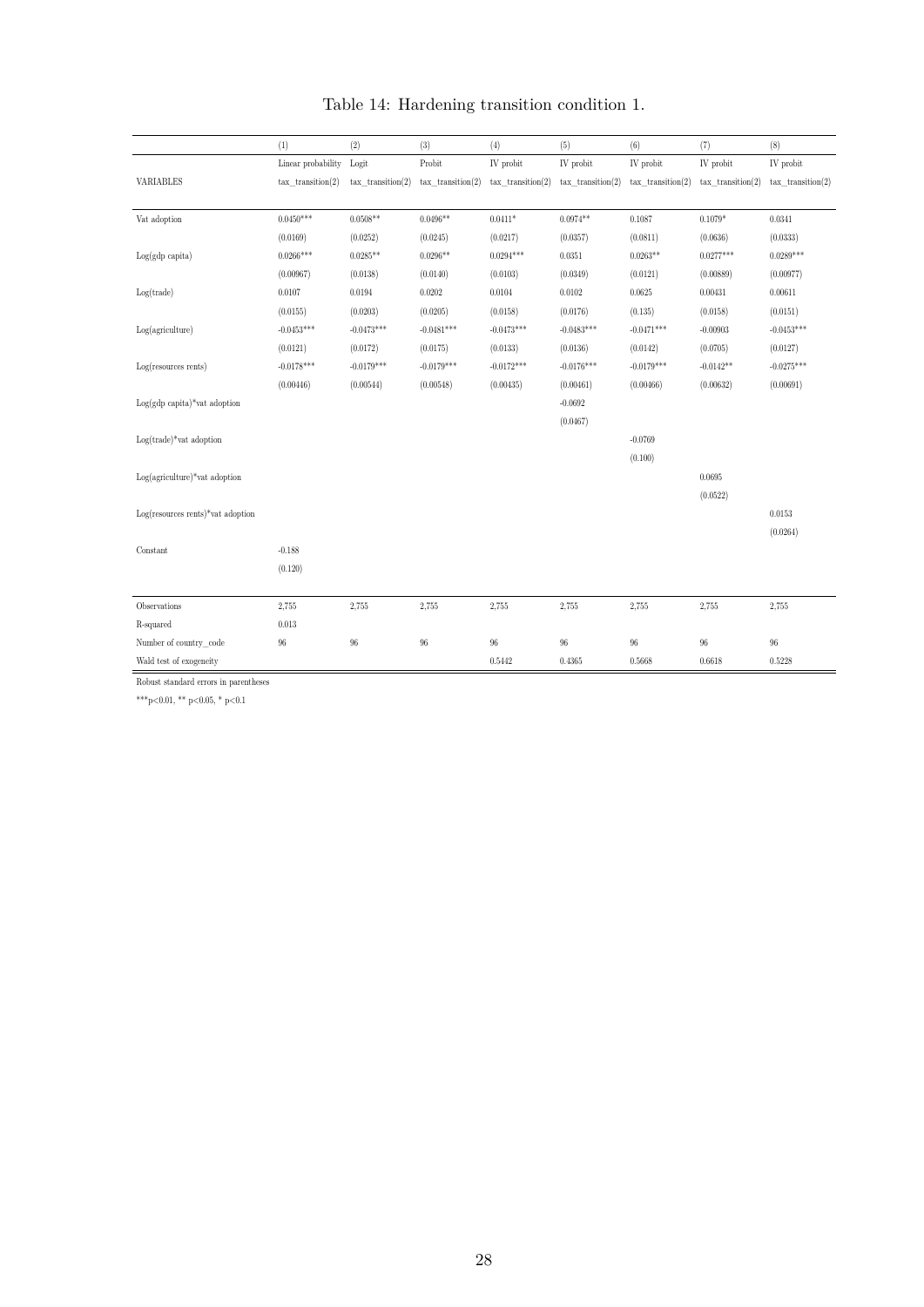Table 14: Hardening transition condition 1.

| | (1) | (2) | (3) | (4) | (5) | (6) | (7) | (8) |
|---|---|---|---|---|---|---|---|---|
| | Linear probability | Logit | Probit | IV probit | IV probit | IV probit | IV probit | IV probit |
| VARIABLES | tax_transition(2) | tax_transition(2) | tax_transition(2) | tax_transition(2) | tax_transition(2) | tax_transition(2) | tax_transition(2) | tax_transition(2) |
| Vat adoption | 0.0450*** | 0.0508** | 0.0496** | 0.0411* | 0.0974** | 0.1087 | 0.1079* | 0.0341 |
| | (0.0169) | (0.0252) | (0.0245) | (0.0217) | (0.0357) | (0.0811) | (0.0636) | (0.0333) |
| Log(gdp capita) | 0.0266*** | 0.0285** | 0.0296** | 0.0294*** | 0.0351 | 0.0263** | 0.0277*** | 0.0289*** |
| | (0.00967) | (0.0138) | (0.0140) | (0.0103) | (0.0349) | (0.0121) | (0.00889) | (0.00977) |
| Log(trade) | 0.0107 | 0.0194 | 0.0202 | 0.0104 | 0.0102 | 0.0625 | 0.00431 | 0.00611 |
| | (0.0155) | (0.0203) | (0.0205) | (0.0158) | (0.0176) | (0.135) | (0.0158) | (0.0151) |
| Log(agriculture) | -0.0453*** | -0.0473*** | -0.0481*** | -0.0473*** | -0.0483*** | -0.0471*** | -0.00903 | -0.0453*** |
| | (0.0121) | (0.0172) | (0.0175) | (0.0133) | (0.0136) | (0.0142) | (0.0705) | (0.0127) |
| Log(resources rents) | -0.0178*** | -0.0179*** | -0.0179*** | -0.0172*** | -0.0176*** | -0.0179*** | -0.0142** | -0.0275*** |
| | (0.00446) | (0.00544) | (0.00548) | (0.00435) | (0.00461) | (0.00466) | (0.00632) | (0.00691) |
| Log(gdp capita)*vat adoption | | | | | -0.0692 | | | |
| | | | | | (0.0467) | | | |
| Log(trade)*vat adoption | | | | | | -0.0769 | | |
| | | | | | | (0.100) | | |
| Log(agriculture)*vat adoption | | | | | | | 0.0695 | |
| | | | | | | | (0.0522) | |
| Log(resources rents)*vat adoption | | | | | | | | 0.0153 |
| | | | | | | | | (0.0264) |
| Constant | -0.188 | | | | | | | |
| | (0.120) | | | | | | | |
| Observations | 2,755 | 2,755 | 2,755 | 2,755 | 2,755 | 2,755 | 2,755 | 2,755 |
| R-squared | 0.013 | | | | | | | |
| Number of country_code | 96 | 96 | 96 | 96 | 96 | 96 | 96 | 96 |
| Wald test of exogeneity | | | | 0.5442 | 0.4365 | 0.5668 | 0.6618 | 0.5228 |

Robust standard errors in parentheses

*** p<0.01, ** p<0.05, * p<0.1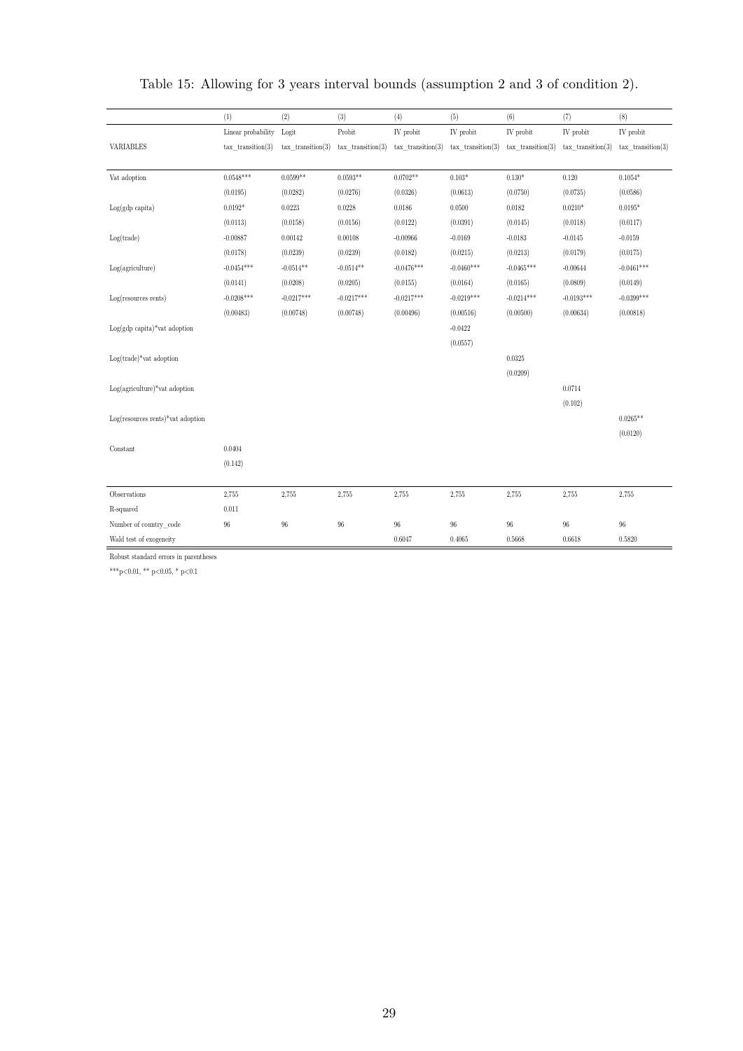Table 15: Allowing for 3 years interval bounds (assumption 2 and 3 of condition 2).

| | (1) | (2) | (3) | (4) | (5) | (6) | (7) | (8) |
|---|---|---|---|---|---|---|---|---|
| | Linear probability | Logit | Probit | IV probit | IV probit | IV probit | IV probit | IV probit |
| VARIABLES | tax_transition(3) | tax_transition(3) | tax_transition(3) | tax_transition(3) | tax_transition(3) | tax_transition(3) | tax_transition(3) | tax_transition(3) |
| Vat adoption | 0.0548*** | 0.0599** | 0.0593** | 0.0702** | 0.103* | 0.130* | 0.120 | 0.1054* |
| | (0.0195) | (0.0282) | (0.0276) | (0.0326) | (0.0613) | (0.0750) | (0.0735) | (0.0586) |
| Log(gdp capita) | 0.0192* | 0.0223 | 0.0228 | 0.0186 | 0.0500 | 0.0182 | 0.0210* | 0.0195* |
| | (0.0113) | (0.0158) | (0.0156) | (0.0122) | (0.0391) | (0.0145) | (0.0118) | (0.0117) |
| Log(trade) | -0.00887 | 0.00142 | 0.00108 | -0.00966 | -0.0169 | -0.0183 | -0.0145 | -0.0159 |
| | (0.0178) | (0.0239) | (0.0239) | (0.0182) | (0.0215) | (0.0213) | (0.0179) | (0.0175) |
| Log(agriculture) | -0.0454*** | -0.0514** | -0.0514** | -0.0476*** | -0.0460*** | -0.0465*** | -0.00644 | -0.0461*** |
| | (0.0141) | (0.0208) | (0.0205) | (0.0155) | (0.0164) | (0.0165) | (0.0809) | (0.0149) |
| Log(resources rents) | -0.0208*** | -0.0217*** | -0.0217*** | -0.0217*** | -0.0219*** | -0.0214*** | -0.0193*** | -0.0399*** |
| | (0.00483) | (0.00748) | (0.00748) | (0.00496) | (0.00516) | (0.00500) | (0.00634) | (0.00818) |
| Log(gdp capita)*vat adoption | | | | | -0.0422 | | | |
| | | | | | (0.0557) | | | |
| Log(trade)*vat adoption | | | | | | 0.0325 | | |
| | | | | | | (0.0209) | | |
| Log(agriculture)*vat adoption | | | | | | | 0.0714 | |
| | | | | | | | (0.102) | |
| Log(resources rents)*vat adoption | | | | | | | | 0.0265** |
| | | | | | | | | (0.0120) |
| Constant | 0.0404 | | | | | | | |
| | (0.142) | | | | | | | |
| Observations | 2,755 | 2,755 | 2,755 | 2,755 | 2,755 | 2,755 | 2,755 | 2,755 |
| R-squared | 0.011 | | | | | | | |
| Number of country_code | 96 | 96 | 96 | 96 | 96 | 96 | 96 | 96 |
| Wald test of exogeneity | | | | 0.6047 | 0.4065 | 0.5668 | 0.6618 | 0.5820 |

Robust standard errors in parentheses

***p<0.01, ** p<0.05, * p<0.1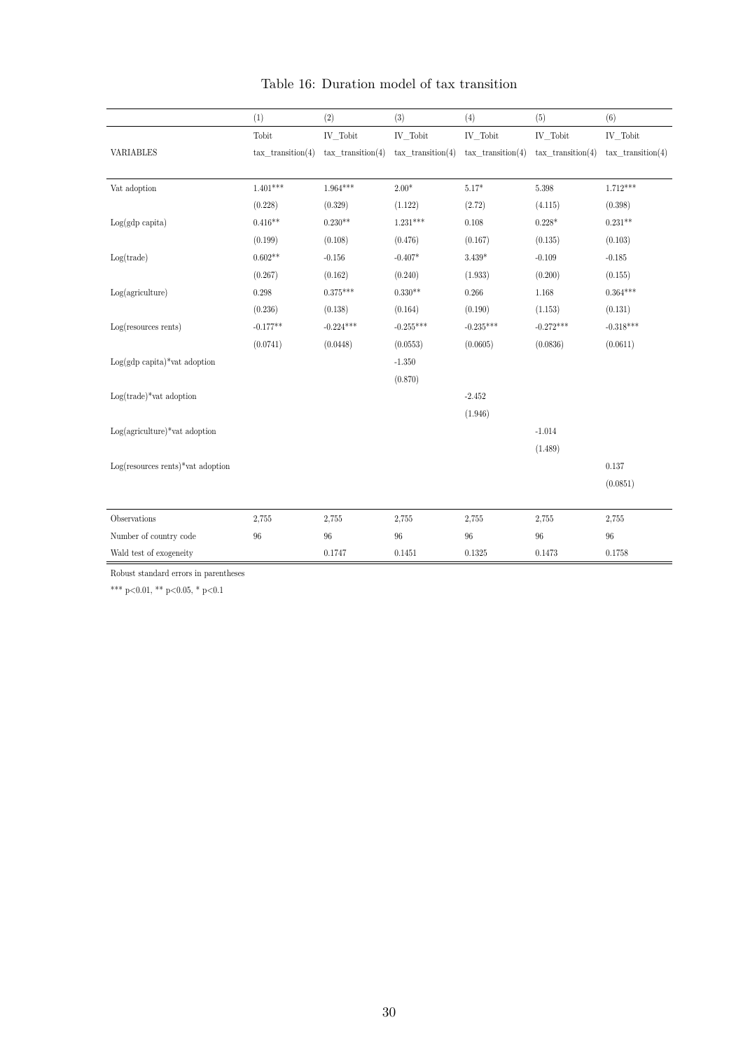Table 16: Duration model of tax transition

| | (1) | (2) | (3) | (4) | (5) | (6) |
|---|---|---|---|---|---|---|
| | Tobit | IV_Tobit | IV_Tobit | IV_Tobit | IV_Tobit | IV_Tobit |
| VARIABLES | tax_transition(4) | tax_transition(4) | tax_transition(4) | tax_transition(4) | tax_transition(4) | tax_transition(4) |
| Vat adoption | 1.401*** | 1.964*** | 2.00* | 5.17* | 5.398 | 1.712*** |
| | (0.228) | (0.329) | (1.122) | (2.72) | (4.115) | (0.398) |
| Log(gdp capita) | 0.416** | 0.230** | 1.231*** | 0.108 | 0.228* | 0.231** |
| | (0.199) | (0.108) | (0.476) | (0.167) | (0.135) | (0.103) |
| Log(trade) | 0.602** | -0.156 | -0.407* | 3.439* | -0.109 | -0.185 |
| | (0.267) | (0.162) | (0.240) | (1.933) | (0.200) | (0.155) |
| Log(agriculture) | 0.298 | 0.375*** | 0.330** | 0.266 | 1.168 | 0.364*** |
| | (0.236) | (0.138) | (0.164) | (0.190) | (1.153) | (0.131) |
| Log(resources rents) | -0.177** | -0.224*** | -0.255*** | -0.235*** | -0.272*** | -0.318*** |
| | (0.0741) | (0.0448) | (0.0553) | (0.0605) | (0.0836) | (0.0611) |
| Log(gdp capita)*vat adoption | | | -1.350 | | | |
| | | | (0.870) | | | |
| Log(trade)*vat adoption | | | | -2.452 | | |
| | | | | (1.946) | | |
| Log(agriculture)*vat adoption | | | | | -1.014 | |
| | | | | | (1.489) | |
| Log(resources rents)*vat adoption | | | | | | 0.137 |
| | | | | | | (0.0851) |
| Observations | 2,755 | 2,755 | 2,755 | 2,755 | 2,755 | 2,755 |
| Number of country code | 96 | 96 | 96 | 96 | 96 | 96 |
| Wald test of exogeneity | | 0.1747 | 0.1451 | 0.1325 | 0.1473 | 0.1758 |

Robust standard errors in parentheses

*** p<0.01, ** p<0.05, * p<0.1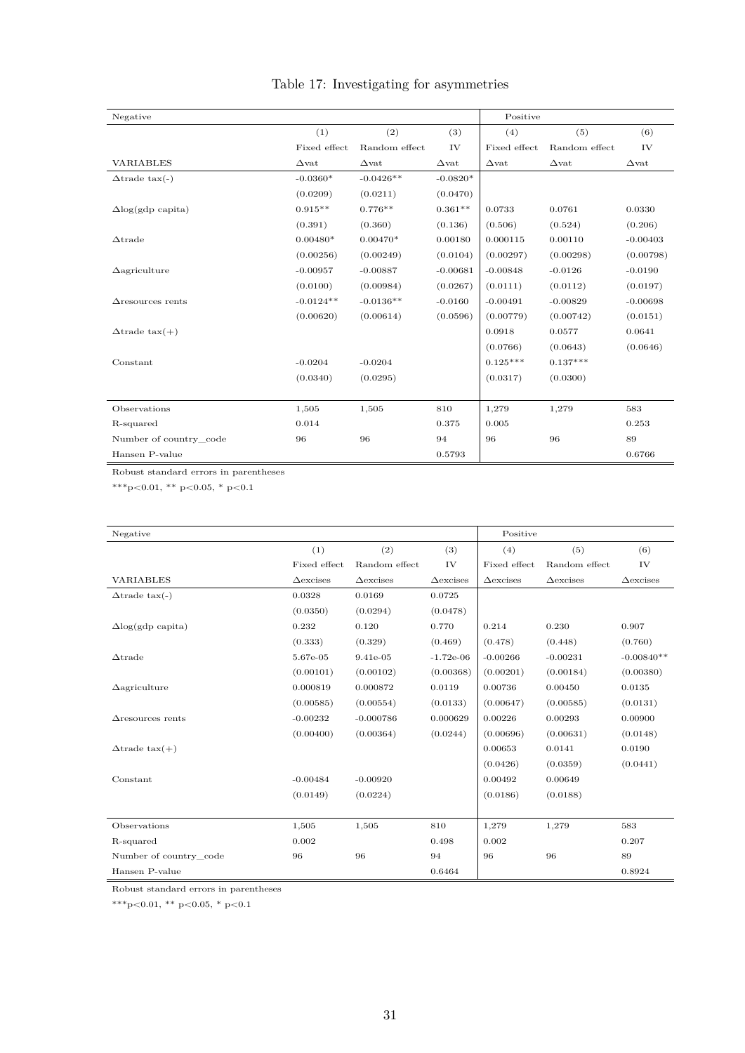Table 17: Investigating for asymmetries

| Negative | | | | Positive | | |
|---|---|---|---|---|---|---|
| | (1) | (2) | (3) | (4) | (5) | (6) |
| | Fixed effect | Random effect | IV | Fixed effect | Random effect | IV |
| VARIABLES | $\Delta$vat | $\Delta$vat | $\Delta$vat | $\Delta$vat | $\Delta$vat | $\Delta$vat |
| $\Delta$trade tax(-) | -0.0360* | -0.0426** | -0.0820* | | | |
| | (0.0209) | (0.0211) | (0.0470) | | | |
| $\Delta$log(gdp capita) | 0.915** | 0.776** | 0.361** | 0.0733 | 0.0761 | 0.0330 |
| | (0.391) | (0.360) | (0.136) | (0.506) | (0.524) | (0.206) |
| $\Delta$trade | 0.00480* | 0.00470* | 0.00180 | 0.000115 | 0.00110 | -0.00403 |
| | (0.00256) | (0.00249) | (0.0104) | (0.00297) | (0.00298) | (0.00798) |
| $\Delta$agriculture | -0.00957 | -0.00887 | -0.00681 | -0.00848 | -0.0126 | -0.0190 |
| | (0.0100) | (0.00984) | (0.0267) | (0.0111) | (0.0112) | (0.0197) |
| $\Delta$resources rents | -0.0124** | -0.0136** | -0.0160 | -0.00491 | -0.00829 | -0.00698 |
| | (0.00620) | (0.00614) | (0.0596) | (0.00779) | (0.00742) | (0.0151) |
| $\Delta$trade tax(+) | | | | 0.0918 | 0.0577 | 0.0641 |
| | | | | (0.0766) | (0.0643) | (0.0646) |
| Constant | -0.0204 | -0.0204 | | 0.125*** | 0.137*** | |
| | (0.0340) | (0.0295) | | (0.0317) | (0.0300) | |
| Observations | 1,505 | 1,505 | 810 | 1,279 | 1,279 | 583 |
| R-squared | 0.014 | | 0.375 | 0.005 | | 0.253 |
| Number of country_code | 96 | 96 | 94 | 96 | 96 | 89 |
| Hansen P-value | | | 0.5793 | | | 0.6766 |

Robust standard errors in parentheses

***p<0.01, ** p<0.05, * p<0.1

| Negative | | | | Positive | | |
|---|---|---|---|---|---|---|
| | (1) | (2) | (3) | (4) | (5) | (6) |
| | Fixed effect | Random effect | IV | Fixed effect | Random effect | IV |
| VARIABLES | $\Delta$excises | $\Delta$excises | $\Delta$excises | $\Delta$excises | $\Delta$excises | $\Delta$excises |
| $\Delta$trade tax(-) | 0.0328 | 0.0169 | 0.0725 | | | |
| | (0.0350) | (0.0294) | (0.0478) | | | |
| $\Delta$log(gdp capita) | 0.232 | 0.120 | 0.770 | 0.214 | 0.230 | 0.907 |
| | (0.333) | (0.329) | (0.469) | (0.478) | (0.448) | (0.760) |
| $\Delta$trade | 5.67e-05 | 9.41e-05 | -1.72e-06 | -0.00266 | -0.00231 | -0.00840** |
| | (0.00101) | (0.00102) | (0.00368) | (0.00201) | (0.00184) | (0.00380) |
| $\Delta$agriculture | 0.000819 | 0.000872 | 0.0119 | 0.00736 | 0.00450 | 0.0135 |
| | (0.00585) | (0.00554) | (0.0133) | (0.00647) | (0.00585) | (0.0131) |
| $\Delta$resources rents | -0.00232 | -0.000786 | 0.000629 | 0.00226 | 0.00293 | 0.00900 |
| | (0.00400) | (0.00364) | (0.0244) | (0.00696) | (0.00631) | (0.0148) |
| $\Delta$trade tax(+) | | | | 0.00653 | 0.0141 | 0.0190 |
| | | | | (0.0426) | (0.0359) | (0.0441) |
| Constant | -0.00484 | -0.00920 | | 0.00492 | 0.00649 | |
| | (0.0149) | (0.0224) | | (0.0186) | (0.0188) | |
| Observations | 1,505 | 1,505 | 810 | 1,279 | 1,279 | 583 |
| R-squared | 0.002 | | 0.498 | 0.002 | | 0.207 |
| Number of country_code | 96 | 96 | 94 | 96 | 96 | 89 |
| Hansen P-value | | | 0.6464 | | | 0.8924 |

Robust standard errors in parentheses

***p<0.01, ** p<0.05, * p<0.1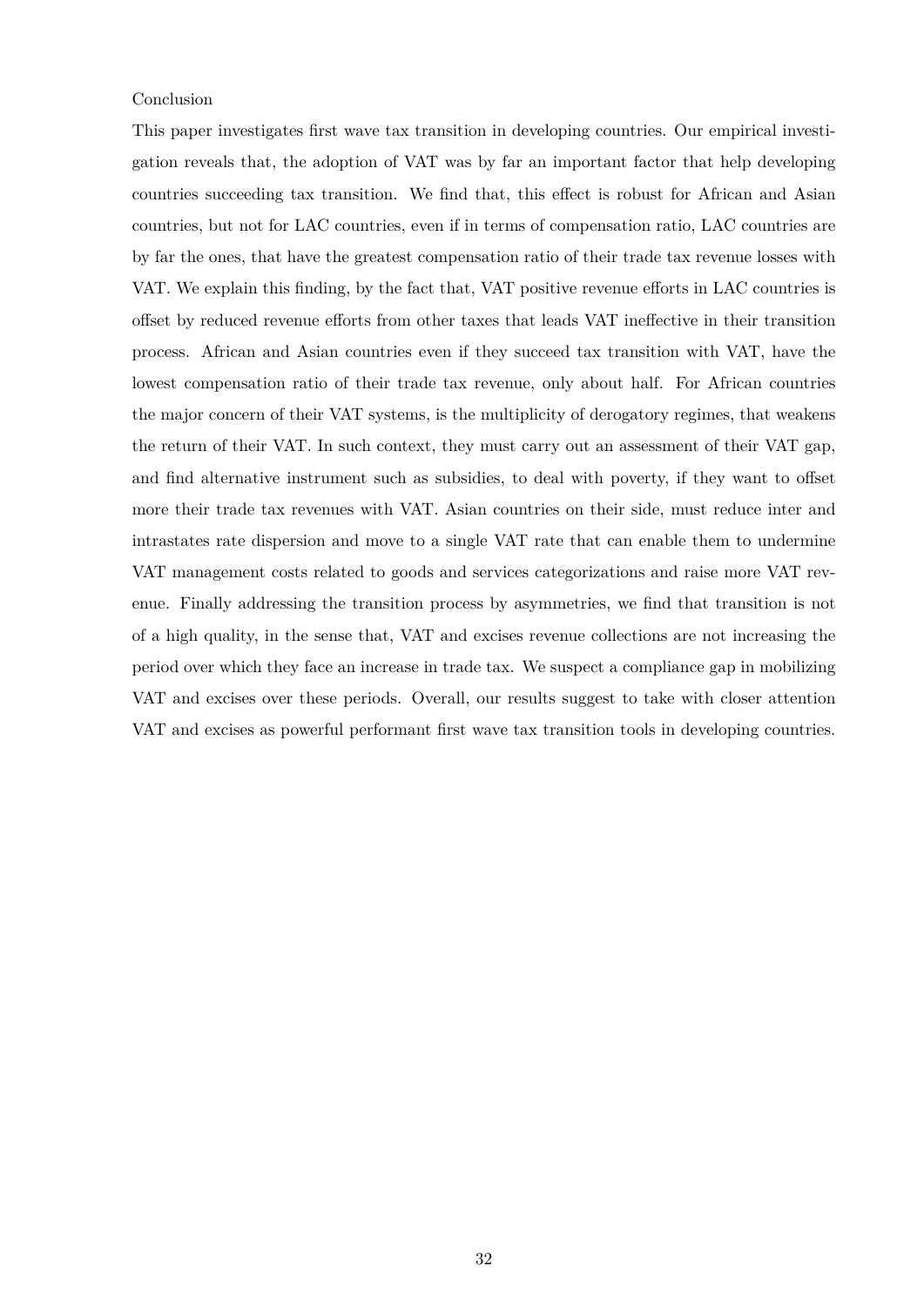## Conclusion

This paper investigates first wave tax transition in developing countries. Our empirical investigation reveals that, the adoption of VAT was by far an important factor that help developing countries succeeding tax transition. We find that, this effect is robust for African and Asian countries, but not for LAC countries, even if in terms of compensation ratio, LAC countries are by far the ones, that have the greatest compensation ratio of their trade tax revenue losses with VAT. We explain this finding, by the fact that, VAT positive revenue efforts in LAC countries is offset by reduced revenue efforts from other taxes that leads VAT ineffective in their transition process. African and Asian countries even if they succeed tax transition with VAT, have the lowest compensation ratio of their trade tax revenue, only about half. For African countries the major concern of their VAT systems, is the multiplicity of derogatory regimes, that weakens the return of their VAT. In such context, they must carry out an assessment of their VAT gap, and find alternative instrument such as subsidies, to deal with poverty, if they want to offset more their trade tax revenues with VAT. Asian countries on their side, must reduce inter and intrastates rate dispersion and move to a single VAT rate that can enable them to undermine VAT management costs related to goods and services categorizations and raise more VAT revenue. Finally addressing the transition process by asymmetries, we find that transition is not of a high quality, in the sense that, VAT and excises revenue collections are not increasing the period over which they face an increase in trade tax. We suspect a compliance gap in mobilizing VAT and excises over these periods. Overall, our results suggest to take with closer attention VAT and excises as powerful performant first wave tax transition tools in developing countries.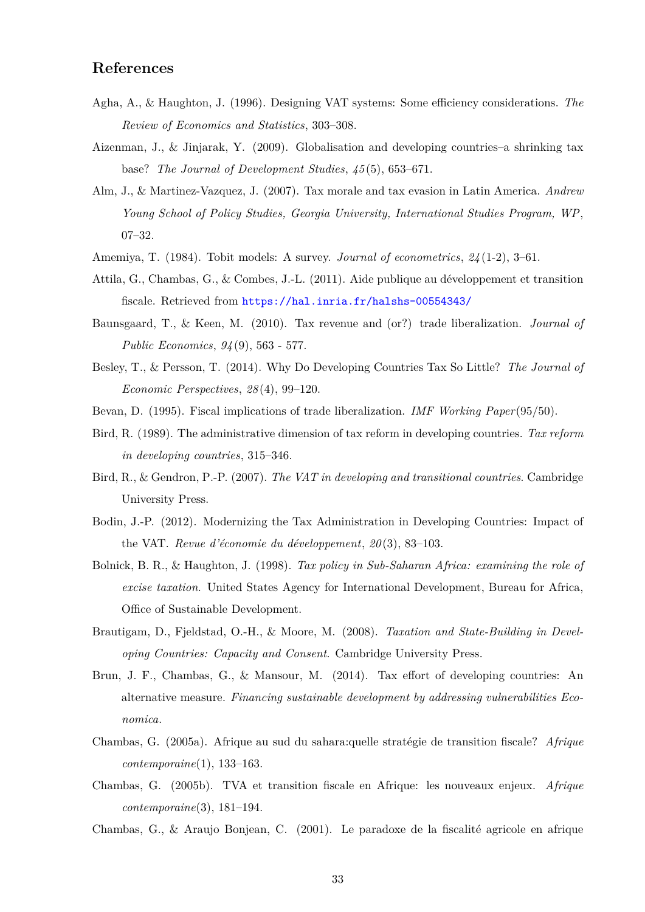## References

Agha, A., & Haughton, J. (1996). Designing VAT systems: Some efficiency considerations. *The Review of Economics and Statistics*, 303–308.

Aizenman, J., & Jinjarak, Y. (2009). Globalisation and developing countries–a shrinking tax base? *The Journal of Development Studies*, *45*(5), 653–671.

Alm, J., & Martinez-Vazquez, J. (2007). Tax morale and tax evasion in Latin America. *Andrew Young School of Policy Studies, Georgia University, International Studies Program, WP*, 07–32.

Amemiya, T. (1984). Tobit models: A survey. *Journal of econometrics*, *24*(1-2), 3–61.

Attila, G., Chambas, G., & Combes, J.-L. (2011). Aide publique au développement et transition fiscale. Retrieved from https://hal.inria.fr/halshs-00554343/

Baunsgaard, T., & Keen, M. (2010). Tax revenue and (or?) trade liberalization. *Journal of Public Economics*, *94*(9), 563 - 577.

Besley, T., & Persson, T. (2014). Why Do Developing Countries Tax So Little? *The Journal of Economic Perspectives*, *28*(4), 99–120.

Bevan, D. (1995). Fiscal implications of trade liberalization. *IMF Working Paper*(95/50).

Bird, R. (1989). The administrative dimension of tax reform in developing countries. *Tax reform in developing countries*, 315–346.

Bird, R., & Gendron, P.-P. (2007). *The VAT in developing and transitional countries*. Cambridge University Press.

Bodin, J.-P. (2012). Modernizing the Tax Administration in Developing Countries: Impact of the VAT. *Revue d'économie du développement*, *20*(3), 83–103.

Bolnick, B. R., & Haughton, J. (1998). *Tax policy in Sub-Saharan Africa: examining the role of excise taxation*. United States Agency for International Development, Bureau for Africa, Office of Sustainable Development.

Brautigam, D., Fjeldstad, O.-H., & Moore, M. (2008). *Taxation and State-Building in Developing Countries: Capacity and Consent*. Cambridge University Press.

Brun, J. F., Chambas, G., & Mansour, M. (2014). Tax effort of developing countries: An alternative measure. *Financing sustainable development by addressing vulnerabilities Economica*.

Chambas, G. (2005a). Afrique au sud du sahara:quelle stratégie de transition fiscale? *Afrique contemporaine*(1), 133–163.

Chambas, G. (2005b). TVA et transition fiscale en Afrique: les nouveaux enjeux. *Afrique contemporaine*(3), 181–194.

Chambas, G., & Araujo Bonjean, C. (2001). Le paradoxe de la fiscalité agricole en afrique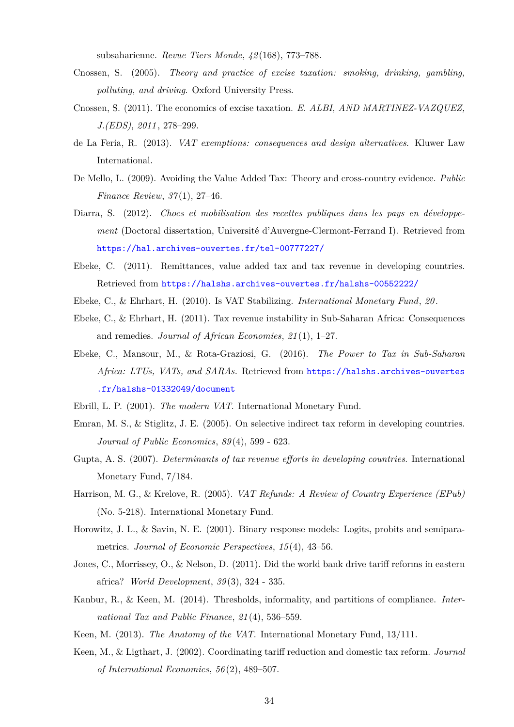subsaharienne. *Revue Tiers Monde*, *42*(168), 773–788.

Cnossen, S. (2005). *Theory and practice of excise taxation: smoking, drinking, gambling, polluting, and driving*. Oxford University Press.

Cnossen, S. (2011). The economics of excise taxation. *E. ALBI, AND MARTINEZ-VAZQUEZ, J.(EDS)*, *2011*, 278–299.

de La Feria, R. (2013). *VAT exemptions: consequences and design alternatives*. Kluwer Law International.

De Mello, L. (2009). Avoiding the Value Added Tax: Theory and cross-country evidence. *Public Finance Review*, *37*(1), 27–46.

Diarra, S. (2012). *Chocs et mobilisation des recettes publiques dans les pays en développement* (Doctoral dissertation, Université d'Auvergne-Clermont-Ferrand I). Retrieved from https://hal.archives-ouvertes.fr/tel-00777227/

Ebeke, C. (2011). Remittances, value added tax and tax revenue in developing countries. Retrieved from https://halshs.archives-ouvertes.fr/halshs-00552222/

Ebeke, C., & Ehrhart, H. (2010). Is VAT Stabilizing. *International Monetary Fund*, *20*.

Ebeke, C., & Ehrhart, H. (2011). Tax revenue instability in Sub-Saharan Africa: Consequences and remedies. *Journal of African Economies*, *21*(1), 1–27.

Ebeke, C., Mansour, M., & Rota-Graziosi, G. (2016). *The Power to Tax in Sub-Saharan Africa: LTUs, VATs, and SARAs.* Retrieved from https://halshs.archives-ouvertes.fr/halshs-01332049/document

Ebrill, L. P. (2001). *The modern VAT*. International Monetary Fund.

Emran, M. S., & Stiglitz, J. E. (2005). On selective indirect tax reform in developing countries. *Journal of Public Economics*, *89*(4), 599 - 623.

Gupta, A. S. (2007). *Determinants of tax revenue efforts in developing countries*. International Monetary Fund, 7/184.

Harrison, M. G., & Krelove, R. (2005). *VAT Refunds: A Review of Country Experience (EPub)* (No. 5-218). International Monetary Fund.

Horowitz, J. L., & Savin, N. E. (2001). Binary response models: Logits, probits and semiparametrics. *Journal of Economic Perspectives*, *15*(4), 43–56.

Jones, C., Morrissey, O., & Nelson, D. (2011). Did the world bank drive tariff reforms in eastern africa? *World Development*, *39*(3), 324 - 335.

Kanbur, R., & Keen, M. (2014). Thresholds, informality, and partitions of compliance. *International Tax and Public Finance*, *21*(4), 536–559.

Keen, M. (2013). *The Anatomy of the VAT*. International Monetary Fund, 13/111.

Keen, M., & Ligthart, J. (2002). Coordinating tariff reduction and domestic tax reform. *Journal of International Economics*, *56*(2), 489–507.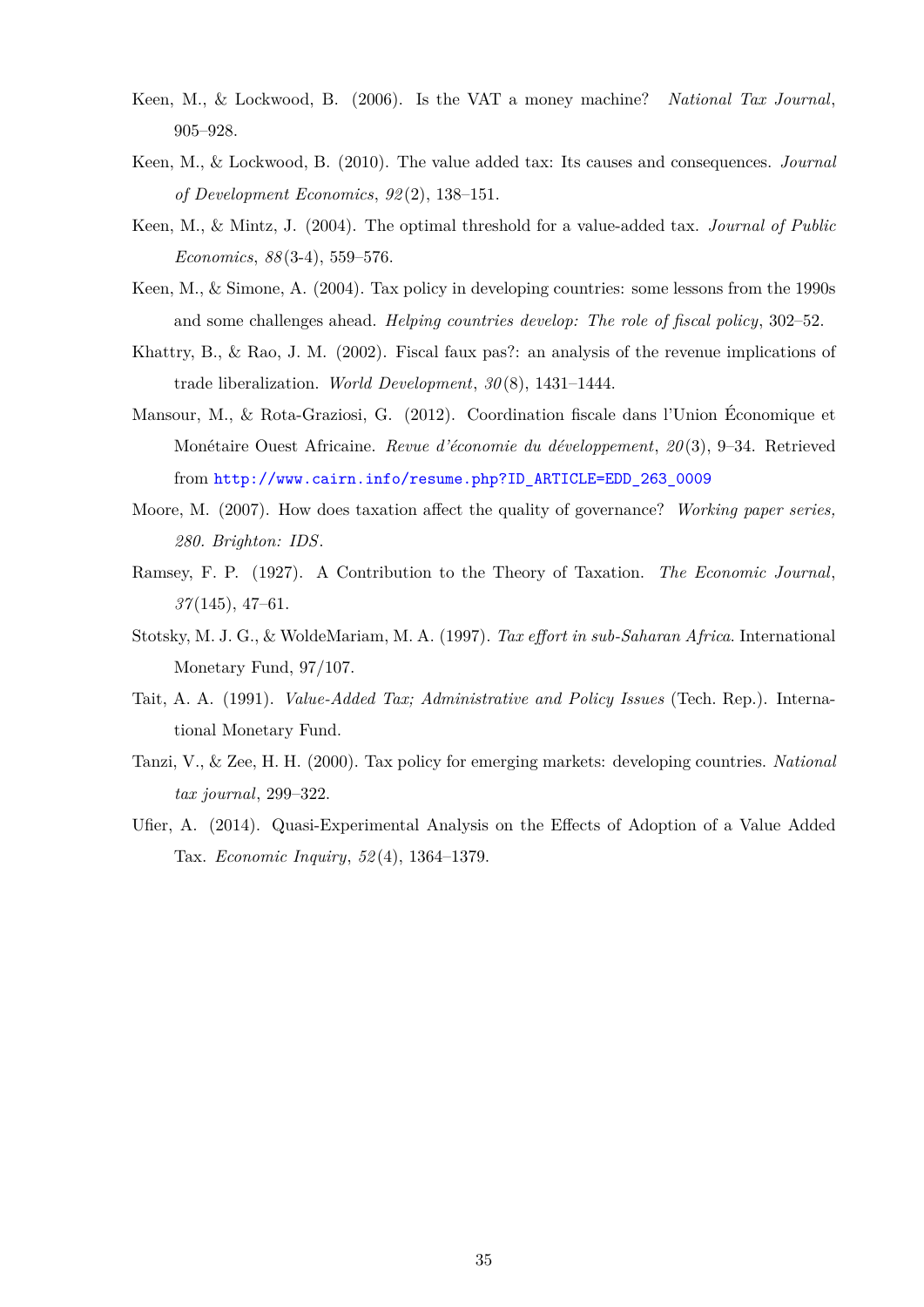Keen, M., & Lockwood, B. (2006). Is the VAT a money machine? *National Tax Journal*, 905–928.

Keen, M., & Lockwood, B. (2010). The value added tax: Its causes and consequences. *Journal of Development Economics*, *92*(2), 138–151.

Keen, M., & Mintz, J. (2004). The optimal threshold for a value-added tax. *Journal of Public Economics*, *88*(3-4), 559–576.

Keen, M., & Simone, A. (2004). Tax policy in developing countries: some lessons from the 1990s and some challenges ahead. *Helping countries develop: The role of fiscal policy*, 302–52.

Khattry, B., & Rao, J. M. (2002). Fiscal faux pas?: an analysis of the revenue implications of trade liberalization. *World Development*, *30*(8), 1431–1444.

Mansour, M., & Rota-Graziosi, G. (2012). Coordination fiscale dans l'Union Économique et Monétaire Ouest Africaine. *Revue d'économie du développement*, *20*(3), 9–34. Retrieved from http://www.cairn.info/resume.php?ID_ARTICLE=EDD_263_0009

Moore, M. (2007). How does taxation affect the quality of governance? *Working paper series, 280. Brighton: IDS*.

Ramsey, F. P. (1927). A Contribution to the Theory of Taxation. *The Economic Journal*, *37*(145), 47–61.

Stotsky, M. J. G., & WoldeMariam, M. A. (1997). *Tax effort in sub-Saharan Africa*. International Monetary Fund, 97/107.

Tait, A. A. (1991). *Value-Added Tax; Administrative and Policy Issues* (Tech. Rep.). International Monetary Fund.

Tanzi, V., & Zee, H. H. (2000). Tax policy for emerging markets: developing countries. *National tax journal*, 299–322.

Ufier, A. (2014). Quasi-Experimental Analysis on the Effects of Adoption of a Value Added Tax. *Economic Inquiry*, *52*(4), 1364–1379.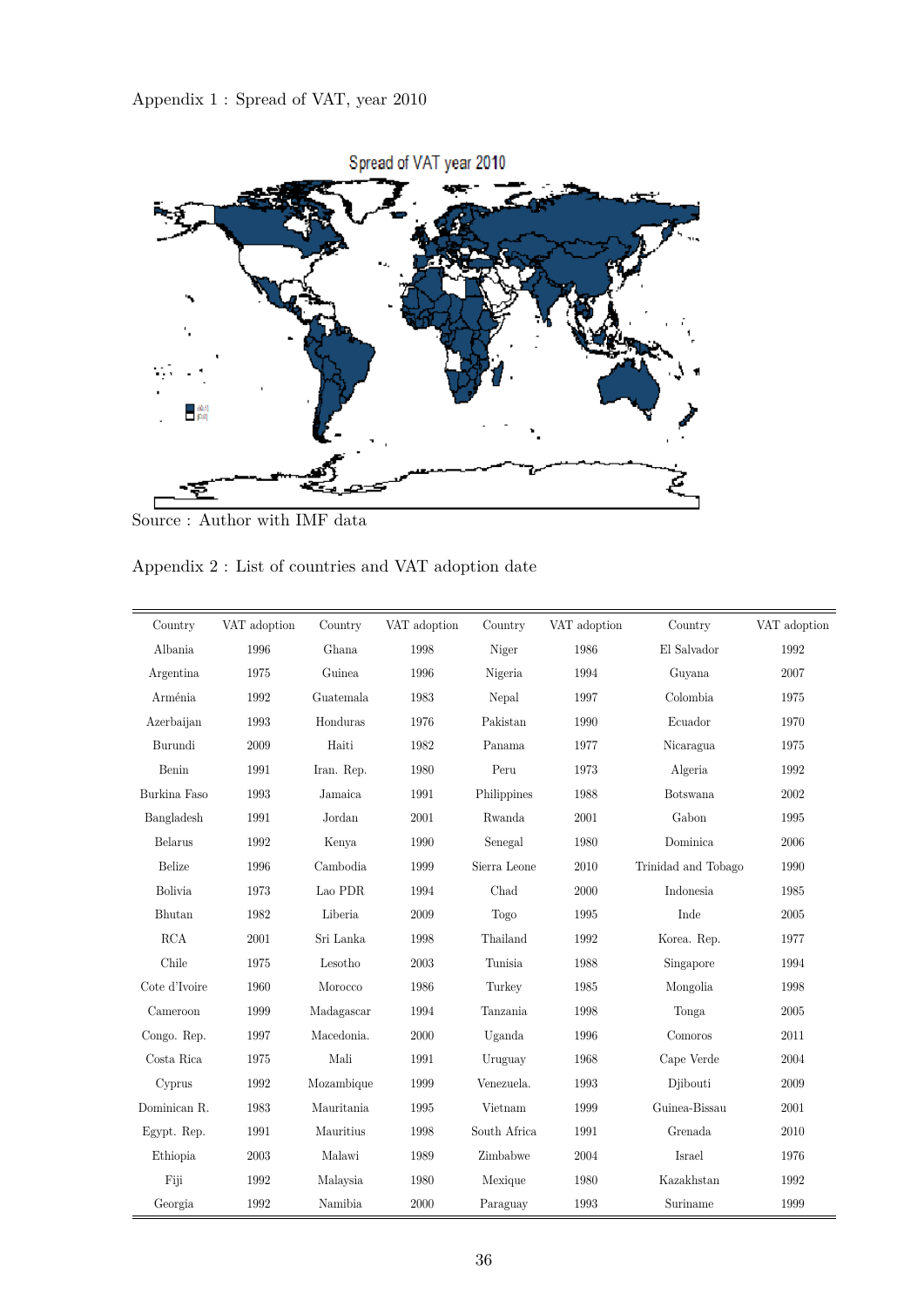Appendix 1 : Spread of VAT, year 2010

Source : Author with IMF data

Appendix 2 : List of countries and VAT adoption date

| Country | VAT adoption | Country | VAT adoption | Country | VAT adoption | Country | VAT adoption |
|---|---|---|---|---|---|---|---|
| Albania | 1996 | Ghana | 1998 | Niger | 1986 | El Salvador | 1992 |
| Argentina | 1975 | Guinea | 1996 | Nigeria | 1994 | Guyana | 2007 |
| Arménia | 1992 | Guatemala | 1983 | Nepal | 1997 | Colombia | 1975 |
| Azerbaijan | 1993 | Honduras | 1976 | Pakistan | 1990 | Ecuador | 1970 |
| Burundi | 2009 | Haiti | 1982 | Panama | 1977 | Nicaragua | 1975 |
| Benin | 1991 | Iran. Rep. | 1980 | Peru | 1973 | Algeria | 1992 |
| Burkina Faso | 1993 | Jamaica | 1991 | Philippines | 1988 | Botswana | 2002 |
| Bangladesh | 1991 | Jordan | 2001 | Rwanda | 2001 | Gabon | 1995 |
| Belarus | 1992 | Kenya | 1990 | Senegal | 1980 | Dominica | 2006 |
| Belize | 1996 | Cambodia | 1999 | Sierra Leone | 2010 | Trinidad and Tobago | 1990 |
| Bolivia | 1973 | Lao PDR | 1994 | Chad | 2000 | Indonesia | 1985 |
| Bhutan | 1982 | Liberia | 2009 | Togo | 1995 | Inde | 2005 |
| RCA | 2001 | Sri Lanka | 1998 | Thailand | 1992 | Korea. Rep. | 1977 |
| Chile | 1975 | Lesotho | 2003 | Tunisia | 1988 | Singapore | 1994 |
| Cote d'Ivoire | 1960 | Morocco | 1986 | Turkey | 1985 | Mongolia | 1998 |
| Cameroon | 1999 | Madagascar | 1994 | Tanzania | 1998 | Tonga | 2005 |
| Congo. Rep. | 1997 | Macedonia. | 2000 | Uganda | 1996 | Comoros | 2011 |
| Costa Rica | 1975 | Mali | 1991 | Uruguay | 1968 | Cape Verde | 2004 |
| Cyprus | 1992 | Mozambique | 1999 | Venezuela. | 1993 | Djibouti | 2009 |
| Dominican R. | 1983 | Mauritania | 1995 | Vietnam | 1999 | Guinea-Bissau | 2001 |
| Egypt. Rep. | 1991 | Mauritius | 1998 | South Africa | 1991 | Grenada | 2010 |
| Ethiopia | 2003 | Malawi | 1989 | Zimbabwe | 2004 | Israel | 1976 |
| Fiji | 1992 | Malaysia | 1980 | Mexique | 1980 | Kazakhstan | 1992 |
| Georgia | 1992 | Namibia | 2000 | Paraguay | 1993 | Suriname | 1999 |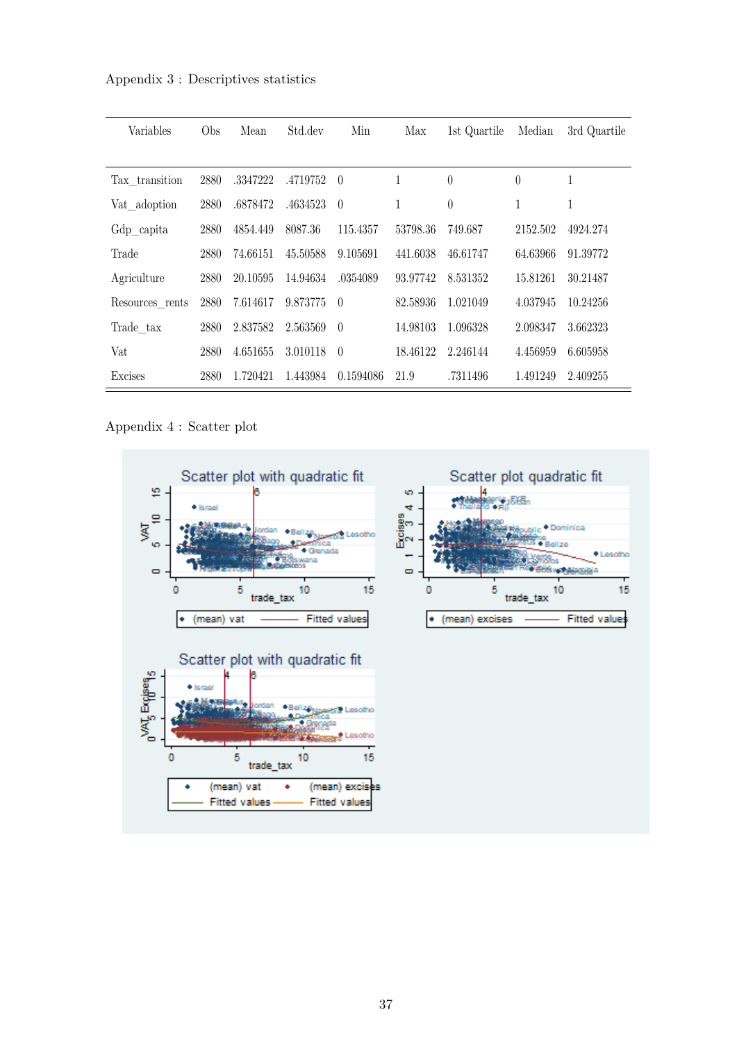Appendix 3 : Descriptives statistics

| Variables | Obs | Mean | Std.dev | Min | Max | 1st Quartile | Median | 3rd Quartile |
|---|---|---|---|---|---|---|---|---|
| Tax_transition | 2880 | .3347222 | .4719752 | 0 | 1 | 0 | 0 | 1 |
| Vat_adoption | 2880 | .6878472 | .4634523 | 0 | 1 | 0 | 1 | 1 |
| Gdp_capita | 2880 | 4854.449 | 8087.36 | 115.4357 | 53798.36 | 749.687 | 2152.502 | 4924.274 |
| Trade | 2880 | 74.66151 | 45.50588 | 9.105691 | 441.6038 | 46.61747 | 64.63966 | 91.39772 |
| Agriculture | 2880 | 20.10595 | 14.94634 | .0354089 | 93.97742 | 8.531352 | 15.81261 | 30.21487 |
| Resources_rents | 2880 | 7.614617 | 9.873775 | 0 | 82.58936 | 1.021049 | 4.037945 | 10.24256 |
| Trade_tax | 2880 | 2.837582 | 2.563569 | 0 | 14.98103 | 1.096328 | 2.098347 | 3.662323 |
| Vat | 2880 | 4.651655 | 3.010118 | 0 | 18.46122 | 2.246144 | 4.456959 | 6.605958 |
| Excises | 2880 | 1.720421 | 1.443984 | 0.1594086 | 21.9 | .7311496 | 1.491249 | 2.409255 |

Appendix 4 : Scatter plot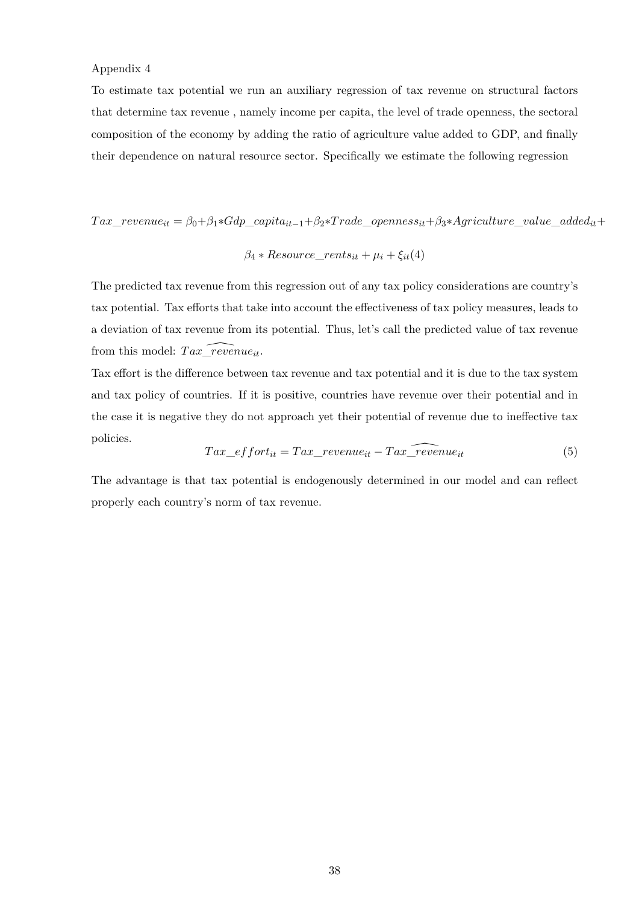Appendix 4

To estimate tax potential we run an auxiliary regression of tax revenue on structural factors that determine tax revenue , namely income per capita, the level of trade openness, the sectoral composition of the economy by adding the ratio of agriculture value added to GDP, and finally their dependence on natural resource sector. Specifically we estimate the following regression

$$Tax\_revenue_{it} = \beta_0 + \beta_1 * Gdp\_capita_{it-1} + \beta_2 * Trade\_openness_{it} + \beta_3 * Agriculture\_value\_added_{it} +$$

$$\beta_4 * Resource\_rents_{it} + \mu_i + \xi_{it} (4)$$

The predicted tax revenue from this regression out of any tax policy considerations are country's tax potential. Tax efforts that take into account the effectiveness of tax policy measures, leads to a deviation of tax revenue from its potential. Thus, let's call the predicted value of tax revenue from this model: $\widehat{Tax\_revenue}_{it}$.

Tax effort is the difference between tax revenue and tax potential and it is due to the tax system and tax policy of countries. If it is positive, countries have revenue over their potential and in the case it is negative they do not approach yet their potential of revenue due to ineffective tax policies.

$$Tax\_effort_{it} = Tax\_revenue_{it} - \widehat{Tax\_revenue}_{it} \quad (5)$$

The advantage is that tax potential is endogenously determined in our model and can reflect properly each country's norm of tax revenue.